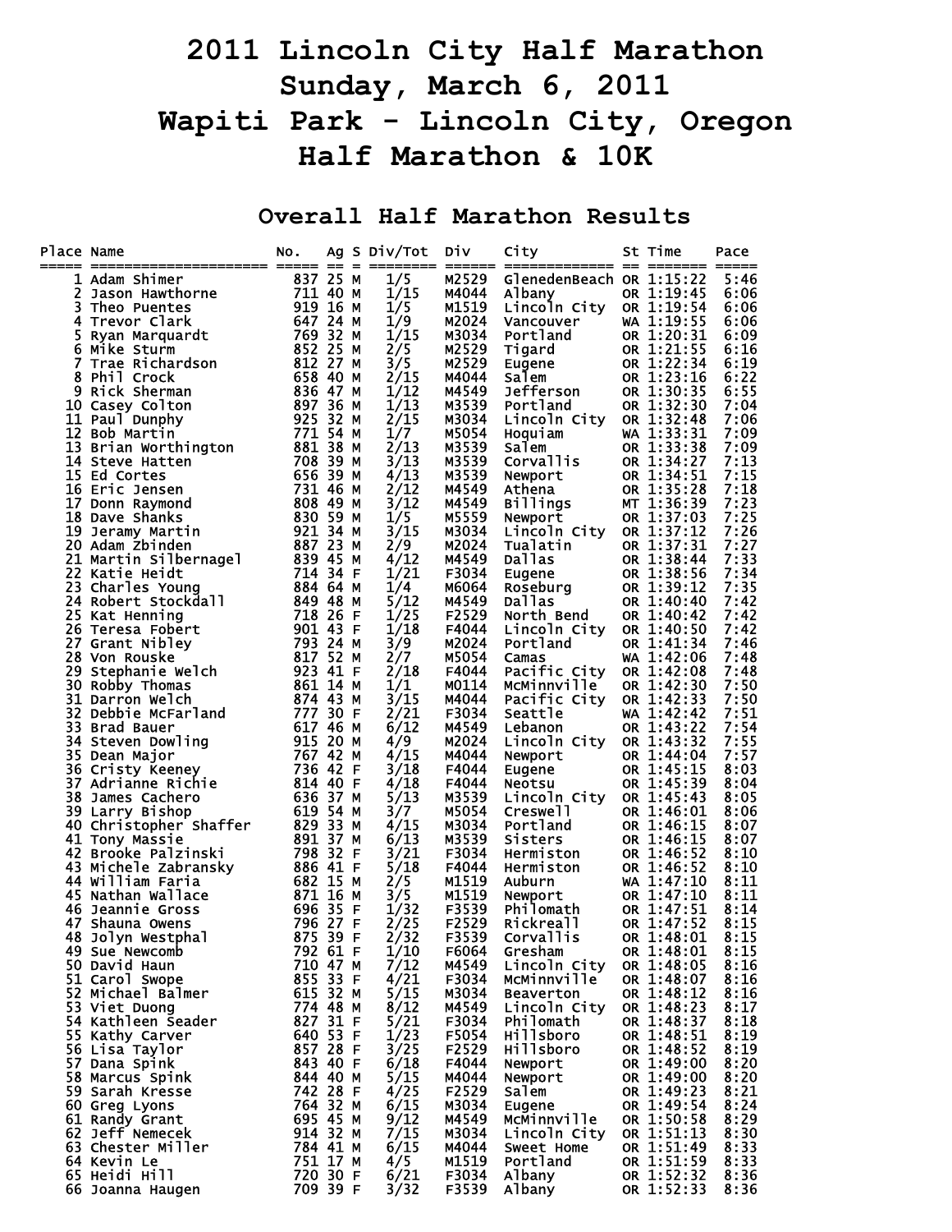# 2011 Lincoln City Half Marathon
# Sunday, March 6, 2011
# Wapiti Park - Lincoln City, Oregon
# Half Marathon & 10K

## Overall Half Marathon Results

| Place | Name | No. | Ag | S | Div/Tot | Div | City | St | Time | Pace |
|---|---|---|---|---|---|---|---|---|---|---|
| 1 | Adam Shimer | 837 | 25 | M | 1/5 | M2529 | GlenedenBeach | OR | 1:15:22 | 5:46 |
| 2 | Jason Hawthorne | 711 | 40 | M | 1/15 | M4044 | Albany | OR | 1:19:45 | 6:06 |
| 3 | Theo Puentes | 919 | 16 | M | 1/5 | M1519 | Lincoln City | OR | 1:19:54 | 6:06 |
| 4 | Trevor Clark | 647 | 24 | M | 1/9 | M2024 | Vancouver | WA | 1:19:55 | 6:06 |
| 5 | Ryan Marquardt | 769 | 32 | M | 1/15 | M3034 | Portland | OR | 1:20:31 | 6:09 |
| 6 | Mike Sturm | 852 | 25 | M | 2/5 | M2529 | Tigard | OR | 1:21:55 | 6:16 |
| 7 | Trae Richardson | 812 | 27 | M | 3/5 | M2529 | Eugene | OR | 1:22:34 | 6:19 |
| 8 | Phil Crock | 658 | 40 | M | 2/15 | M4044 | Salem | OR | 1:23:16 | 6:22 |
| 9 | Rick Sherman | 836 | 47 | M | 1/12 | M4549 | Jefferson | OR | 1:30:35 | 6:55 |
| 10 | Casey Colton | 897 | 36 | M | 1/13 | M3539 | Portland | OR | 1:32:30 | 7:04 |
| 11 | Paul Dunphy | 925 | 32 | M | 2/15 | M3034 | Lincoln City | OR | 1:32:48 | 7:06 |
| 12 | Bob Martin | 771 | 54 | M | 1/7 | M5054 | Hoquiam | WA | 1:33:31 | 7:09 |
| 13 | Brian Worthington | 881 | 38 | M | 2/13 | M3539 | Salem | OR | 1:33:38 | 7:09 |
| 14 | Steve Hatten | 708 | 39 | M | 3/13 | M3539 | Corvallis | OR | 1:34:27 | 7:13 |
| 15 | Ed Cortes | 656 | 39 | M | 4/13 | M3539 | Newport | OR | 1:34:51 | 7:15 |
| 16 | Eric Jensen | 731 | 46 | M | 2/12 | M4549 | Athena | OR | 1:35:28 | 7:18 |
| 17 | Donn Raymond | 808 | 49 | M | 3/12 | M4549 | Billings | MT | 1:36:39 | 7:23 |
| 18 | Dave Shanks | 830 | 59 | M | 1/5 | M5559 | Newport | OR | 1:37:03 | 7:25 |
| 19 | Jeramy Martin | 921 | 34 | M | 3/15 | M3034 | Lincoln City | OR | 1:37:12 | 7:26 |
| 20 | Adam Zbinden | 887 | 23 | M | 2/9 | M2024 | Tualatin | OR | 1:37:31 | 7:27 |
| 21 | Martin Silbernagel | 839 | 45 | M | 4/12 | M4549 | Dallas | OR | 1:38:44 | 7:33 |
| 22 | Katie Heidt | 714 | 34 | F | 1/21 | F3034 | Eugene | OR | 1:38:56 | 7:34 |
| 23 | Charles Young | 884 | 64 | M | 1/4 | M6064 | Roseburg | OR | 1:39:12 | 7:35 |
| 24 | Robert Stockdall | 849 | 48 | M | 5/12 | M4549 | Dallas | OR | 1:40:40 | 7:42 |
| 25 | Kat Henning | 718 | 26 | F | 1/25 | F2529 | North Bend | OR | 1:40:42 | 7:42 |
| 26 | Teresa Fobert | 901 | 43 | F | 1/18 | F4044 | Lincoln City | OR | 1:40:50 | 7:42 |
| 27 | Grant Nibley | 793 | 24 | M | 3/9 | M2024 | Portland | OR | 1:41:34 | 7:46 |
| 28 | Von Rouske | 817 | 52 | M | 2/7 | M5054 | Camas | WA | 1:42:06 | 7:48 |
| 29 | Stephanie Welch | 923 | 41 | F | 2/18 | F4044 | Pacific City | OR | 1:42:08 | 7:48 |
| 30 | Robby Thomas | 861 | 14 | M | 1/1 | M0114 | McMinnville | OR | 1:42:30 | 7:50 |
| 31 | Darron Welch | 874 | 43 | M | 3/15 | M4044 | Pacific City | OR | 1:42:33 | 7:50 |
| 32 | Debbie McFarland | 777 | 30 | F | 2/21 | F3034 | Seattle | WA | 1:42:42 | 7:51 |
| 33 | Brad Bauer | 617 | 46 | M | 6/12 | M4549 | Lebanon | OR | 1:43:22 | 7:54 |
| 34 | Steven Dowling | 915 | 20 | M | 4/9 | M2024 | Lincoln City | OR | 1:43:32 | 7:55 |
| 35 | Dean Major | 767 | 42 | M | 4/15 | M4044 | Newport | OR | 1:44:04 | 7:57 |
| 36 | Cristy Keeney | 736 | 42 | F | 3/18 | F4044 | Eugene | OR | 1:45:15 | 8:03 |
| 37 | Adrianne Richie | 814 | 40 | F | 4/18 | F4044 | Neotsu | OR | 1:45:39 | 8:04 |
| 38 | James Cachero | 636 | 37 | M | 5/13 | M3539 | Lincoln City | OR | 1:45:43 | 8:05 |
| 39 | Larry Bishop | 619 | 54 | M | 3/7 | M5054 | Creswell | OR | 1:46:01 | 8:06 |
| 40 | Christopher Shaffer | 829 | 33 | M | 4/15 | M3034 | Portland | OR | 1:46:15 | 8:07 |
| 41 | Tony Massie | 891 | 37 | M | 6/13 | M3539 | Sisters | OR | 1:46:15 | 8:07 |
| 42 | Brooke Palzinski | 798 | 32 | F | 3/21 | F3034 | Hermiston | OR | 1:46:52 | 8:10 |
| 43 | Michele Zabransky | 886 | 41 | F | 5/18 | F4044 | Hermiston | OR | 1:46:52 | 8:10 |
| 44 | William Faria | 682 | 15 | M | 2/5 | M1519 | Auburn | WA | 1:47:10 | 8:11 |
| 45 | Nathan Wallace | 871 | 16 | M | 3/5 | M1519 | Newport | OR | 1:47:10 | 8:11 |
| 46 | Jeannie Gross | 696 | 35 | F | 1/32 | F3539 | Philomath | OR | 1:47:51 | 8:14 |
| 47 | Shauna Owens | 796 | 27 | F | 2/25 | F2529 | Rickreall | OR | 1:47:52 | 8:15 |
| 48 | Jolyn Westphal | 875 | 39 | F | 2/32 | F3539 | Corvallis | OR | 1:48:01 | 8:15 |
| 49 | Sue Newcomb | 792 | 61 | F | 1/10 | F6064 | Gresham | OR | 1:48:01 | 8:15 |
| 50 | David Haun | 710 | 47 | M | 7/12 | M4549 | Lincoln City | OR | 1:48:05 | 8:16 |
| 51 | Carol Swope | 855 | 33 | F | 4/21 | F3034 | McMinnville | OR | 1:48:07 | 8:16 |
| 52 | Michael Balmer | 615 | 32 | M | 5/15 | M3034 | Beaverton | OR | 1:48:12 | 8:16 |
| 53 | Viet Duong | 774 | 48 | M | 8/12 | M4549 | Lincoln City | OR | 1:48:23 | 8:17 |
| 54 | Kathleen Seader | 827 | 31 | F | 5/21 | F3034 | Philomath | OR | 1:48:37 | 8:18 |
| 55 | Kathy Carver | 640 | 53 | F | 1/23 | F5054 | Hillsboro | OR | 1:48:51 | 8:19 |
| 56 | Lisa Taylor | 857 | 28 | F | 3/25 | F2529 | Hillsboro | OR | 1:48:52 | 8:19 |
| 57 | Dana Spink | 843 | 40 | F | 6/18 | F4044 | Newport | OR | 1:49:00 | 8:20 |
| 58 | Marcus Spink | 844 | 40 | M | 5/15 | M4044 | Newport | OR | 1:49:00 | 8:20 |
| 59 | Sarah Kresse | 742 | 28 | F | 4/25 | F2529 | Salem | OR | 1:49:23 | 8:21 |
| 60 | Greg Lyons | 764 | 32 | M | 6/15 | M3034 | Eugene | OR | 1:49:54 | 8:24 |
| 61 | Randy Grant | 695 | 45 | M | 9/12 | M4549 | McMinnville | OR | 1:50:58 | 8:29 |
| 62 | Jeff Nemecek | 914 | 32 | M | 7/15 | M3034 | Lincoln City | OR | 1:51:13 | 8:30 |
| 63 | Chester Miller | 784 | 41 | M | 6/15 | M4044 | Sweet Home | OR | 1:51:49 | 8:33 |
| 64 | Kevin Le | 751 | 17 | M | 4/5 | M1519 | Portland | OR | 1:51:59 | 8:33 |
| 65 | Heidi Hill | 720 | 30 | F | 6/21 | F3034 | Albany | OR | 1:52:32 | 8:36 |
| 66 | Joanna Haugen | 709 | 39 | F | 3/32 | F3539 | Albany | OR | 1:52:33 | 8:36 |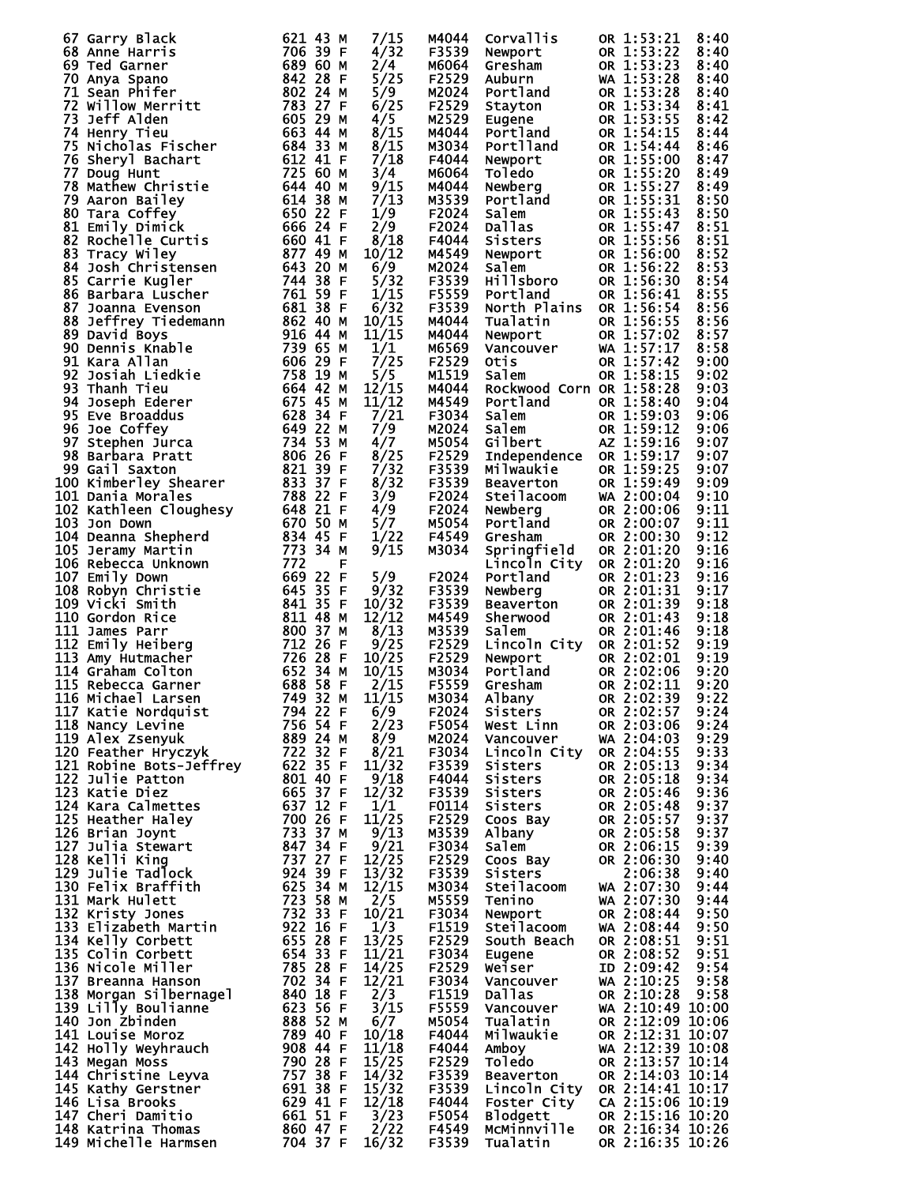| Place | Name | Bib | Age | Sex | Div Place | Division | City | State | Time | Pace |
|---|---|---|---|---|---|---|---|---|---|---|
| 67 | Garry Black | 621 | 43 | M | 7/15 | M4044 | Corvallis | OR | 1:53:21 | 8:40 |
| 68 | Anne Harris | 706 | 39 | F | 4/32 | F3539 | Newport | OR | 1:53:22 | 8:40 |
| 69 | Ted Garner | 689 | 60 | M | 2/4 | M6064 | Gresham | OR | 1:53:23 | 8:40 |
| 70 | Anya Spano | 842 | 28 | F | 5/25 | F2529 | Auburn | WA | 1:53:28 | 8:40 |
| 71 | Sean Phifer | 802 | 24 | M | 5/9 | M2024 | Portland | OR | 1:53:28 | 8:40 |
| 72 | Willow Merritt | 783 | 27 | F | 6/25 | F2529 | Stayton | OR | 1:53:34 | 8:41 |
| 73 | Jeff Alden | 605 | 29 | M | 4/5 | M2529 | Eugene | OR | 1:53:55 | 8:42 |
| 74 | Henry Tieu | 663 | 44 | M | 8/15 | M4044 | Portland | OR | 1:54:15 | 8:44 |
| 75 | Nicholas Fischer | 684 | 33 | M | 8/15 | M3034 | Portlland | OR | 1:54:44 | 8:46 |
| 76 | Sheryl Bachart | 612 | 41 | F | 7/18 | F4044 | Newport | OR | 1:55:00 | 8:47 |
| 77 | Doug Hunt | 725 | 60 | M | 3/4 | M6064 | Toledo | OR | 1:55:20 | 8:49 |
| 78 | Mathew Christie | 644 | 40 | M | 9/15 | M4044 | Newberg | OR | 1:55:27 | 8:49 |
| 79 | Aaron Bailey | 614 | 38 | M | 7/13 | M3539 | Portland | OR | 1:55:31 | 8:50 |
| 80 | Tara Coffey | 650 | 22 | F | 1/9 | F2024 | Salem | OR | 1:55:43 | 8:50 |
| 81 | Emily Dimick | 666 | 24 | F | 2/9 | F2024 | Dallas | OR | 1:55:47 | 8:51 |
| 82 | Rochelle Curtis | 660 | 41 | F | 8/18 | F4044 | Sisters | OR | 1:55:56 | 8:51 |
| 83 | Tracy Wiley | 877 | 49 | M | 10/12 | M4549 | Newport | OR | 1:56:00 | 8:52 |
| 84 | Josh Christensen | 643 | 20 | M | 6/9 | M2024 | Salem | OR | 1:56:22 | 8:53 |
| 85 | Carrie Kugler | 744 | 38 | F | 5/32 | F3539 | Hillsboro | OR | 1:56:30 | 8:54 |
| 86 | Barbara Luscher | 761 | 59 | F | 1/15 | F5559 | Portland | OR | 1:56:41 | 8:55 |
| 87 | Joanna Evenson | 681 | 38 | F | 6/32 | F3539 | North Plains | OR | 1:56:54 | 8:56 |
| 88 | Jeffrey Tiedemann | 862 | 40 | M | 10/15 | M4044 | Tualatin | OR | 1:56:55 | 8:56 |
| 89 | David Boys | 916 | 44 | M | 11/15 | M4044 | Newport | OR | 1:57:02 | 8:57 |
| 90 | Dennis Knable | 739 | 65 | M | 1/1 | M6569 | Vancouver | WA | 1:57:17 | 8:58 |
| 91 | Kara Allan | 606 | 29 | F | 7/25 | F2529 | Otis | OR | 1:57:42 | 9:00 |
| 92 | Josiah Liedkie | 758 | 19 | M | 5/5 | M1519 | Salem | OR | 1:58:15 | 9:02 |
| 93 | Thanh Tieu | 664 | 42 | M | 12/15 | M4044 | Rockwood Corn | OR | 1:58:28 | 9:03 |
| 94 | Joseph Ederer | 675 | 45 | M | 11/12 | M4549 | Portland | OR | 1:58:40 | 9:04 |
| 95 | Eve Broaddus | 628 | 34 | F | 7/21 | F3034 | Salem | OR | 1:59:03 | 9:06 |
| 96 | Joe Coffey | 649 | 22 | M | 7/9 | M2024 | Salem | OR | 1:59:12 | 9:06 |
| 97 | Stephen Jurca | 734 | 53 | M | 4/7 | M5054 | Gilbert | AZ | 1:59:16 | 9:07 |
| 98 | Barbara Pratt | 806 | 26 | F | 8/25 | F2529 | Independence | OR | 1:59:17 | 9:07 |
| 99 | Gail Saxton | 821 | 39 | F | 7/32 | F3539 | Milwaukie | OR | 1:59:25 | 9:07 |
| 100 | Kimberley Shearer | 833 | 37 | F | 8/32 | F3539 | Beaverton | OR | 1:59:49 | 9:09 |
| 101 | Dania Morales | 788 | 22 | F | 3/9 | F2024 | Steilacoom | WA | 2:00:04 | 9:10 |
| 102 | Kathleen Cloughesy | 648 | 21 | F | 4/9 | F2024 | Newberg | OR | 2:00:06 | 9:11 |
| 103 | Jon Down | 670 | 50 | M | 5/7 | M5054 | Portland | OR | 2:00:07 | 9:11 |
| 104 | Deanna Shepherd | 834 | 45 | F | 1/22 | F4549 | Gresham | OR | 2:00:30 | 9:12 |
| 105 | Jeramy Martin | 773 | 34 | M | 9/15 | M3034 | Springfield | OR | 2:01:20 | 9:16 |
| 106 | Rebecca Unknown | 772 | | F | | | Lincoln City | OR | 2:01:20 | 9:16 |
| 107 | Emily Down | 669 | 22 | F | 5/9 | F2024 | Portland | OR | 2:01:23 | 9:16 |
| 108 | Robyn Christie | 645 | 35 | F | 9/32 | F3539 | Newberg | OR | 2:01:31 | 9:17 |
| 109 | Vicki Smith | 841 | 35 | F | 10/32 | F3539 | Beaverton | OR | 2:01:39 | 9:18 |
| 110 | Gordon Rice | 811 | 48 | M | 12/12 | M4549 | Sherwood | OR | 2:01:43 | 9:18 |
| 111 | James Parr | 800 | 37 | M | 8/13 | M3539 | Salem | OR | 2:01:46 | 9:18 |
| 112 | Emily Heiberg | 712 | 26 | F | 9/25 | F2529 | Lincoln City | OR | 2:01:52 | 9:19 |
| 113 | Amy Hutmacher | 726 | 28 | F | 10/25 | F2529 | Newport | OR | 2:02:01 | 9:19 |
| 114 | Graham Colton | 652 | 34 | M | 10/15 | M3034 | Portland | OR | 2:02:06 | 9:20 |
| 115 | Rebecca Garner | 688 | 58 | F | 2/15 | F5559 | Gresham | OR | 2:02:11 | 9:20 |
| 116 | Michael Larsen | 749 | 32 | M | 11/15 | M3034 | Albany | OR | 2:02:39 | 9:22 |
| 117 | Katie Nordquist | 794 | 22 | F | 6/9 | F2024 | Sisters | OR | 2:02:57 | 9:24 |
| 118 | Nancy Levine | 756 | 54 | F | 2/23 | F5054 | West Linn | OR | 2:03:06 | 9:24 |
| 119 | Alex Zsenyuk | 889 | 24 | M | 8/9 | M2024 | Vancouver | WA | 2:04:03 | 9:29 |
| 120 | Feather Hryczyk | 722 | 32 | F | 8/21 | F3034 | Lincoln City | OR | 2:04:55 | 9:33 |
| 121 | Robine Bots-Jeffrey | 622 | 35 | F | 11/32 | F3539 | Sisters | OR | 2:05:13 | 9:34 |
| 122 | Julie Patton | 801 | 40 | F | 9/18 | F4044 | Sisters | OR | 2:05:18 | 9:34 |
| 123 | Katie Diez | 665 | 37 | F | 12/32 | F3539 | Sisters | OR | 2:05:46 | 9:36 |
| 124 | Kara Calmettes | 637 | 12 | F | 1/1 | F0114 | Sisters | OR | 2:05:48 | 9:37 |
| 125 | Heather Haley | 700 | 26 | F | 11/25 | F2529 | Coos Bay | OR | 2:05:57 | 9:37 |
| 126 | Brian Joynt | 733 | 37 | M | 9/13 | M3539 | Albany | OR | 2:05:58 | 9:37 |
| 127 | Julia Stewart | 847 | 34 | F | 9/21 | F3034 | Salem | OR | 2:06:15 | 9:39 |
| 128 | Kelli King | 737 | 27 | F | 12/25 | F2529 | Coos Bay | OR | 2:06:30 | 9:40 |
| 129 | Julie Tadlock | 924 | 39 | F | 13/32 | F3539 | Sisters | | 2:06:38 | 9:40 |
| 130 | Felix Braffith | 625 | 34 | M | 12/15 | M3034 | Steilacoom | WA | 2:07:30 | 9:44 |
| 131 | Mark Hulett | 723 | 58 | M | 2/5 | M5559 | Tenino | WA | 2:07:30 | 9:44 |
| 132 | Kristy Jones | 732 | 33 | F | 10/21 | F3034 | Newport | OR | 2:08:44 | 9:50 |
| 133 | Elizabeth Martin | 922 | 16 | F | 1/3 | F1519 | Steilacoom | WA | 2:08:44 | 9:50 |
| 134 | Kelly Corbett | 655 | 28 | F | 13/25 | F2529 | South Beach | OR | 2:08:51 | 9:51 |
| 135 | Colin Corbett | 654 | 33 | F | 11/21 | F3034 | Eugene | OR | 2:08:52 | 9:51 |
| 136 | Nicole Miller | 785 | 28 | F | 14/25 | F2529 | Weiser | ID | 2:09:42 | 9:54 |
| 137 | Breanna Hanson | 702 | 34 | F | 12/21 | F3034 | Vancouver | WA | 2:10:25 | 9:58 |
| 138 | Morgan Silbernagel | 840 | 18 | F | 2/3 | F1519 | Dallas | OR | 2:10:28 | 9:58 |
| 139 | Lilly Boulianne | 623 | 56 | F | 3/15 | F5559 | Vancouver | WA | 2:10:49 | 10:00 |
| 140 | Jon Zbinden | 888 | 52 | M | 6/7 | M5054 | Tualatin | OR | 2:12:09 | 10:06 |
| 141 | Louise Moroz | 789 | 40 | F | 10/18 | F4044 | Milwaukie | OR | 2:12:31 | 10:07 |
| 142 | Holly Weyhrauch | 908 | 44 | F | 11/18 | F4044 | Amboy | WA | 2:12:39 | 10:08 |
| 143 | Megan Moss | 790 | 28 | F | 15/25 | F2529 | Toledo | OR | 2:13:57 | 10:14 |
| 144 | Christine Leyva | 757 | 38 | F | 14/32 | F3539 | Beaverton | OR | 2:14:03 | 10:14 |
| 145 | Kathy Gerstner | 691 | 38 | F | 15/32 | F3539 | Lincoln City | OR | 2:14:41 | 10:17 |
| 146 | Lisa Brooks | 629 | 41 | F | 12/18 | F4044 | Foster City | CA | 2:15:06 | 10:19 |
| 147 | Cheri Damitio | 661 | 51 | F | 3/23 | F5054 | Blodgett | OR | 2:15:16 | 10:20 |
| 148 | Katrina Thomas | 860 | 47 | F | 2/22 | F4549 | McMinnville | OR | 2:16:34 | 10:26 |
| 149 | Michelle Harmsen | 704 | 37 | F | 16/32 | F3539 | Tualatin | OR | 2:16:35 | 10:26 |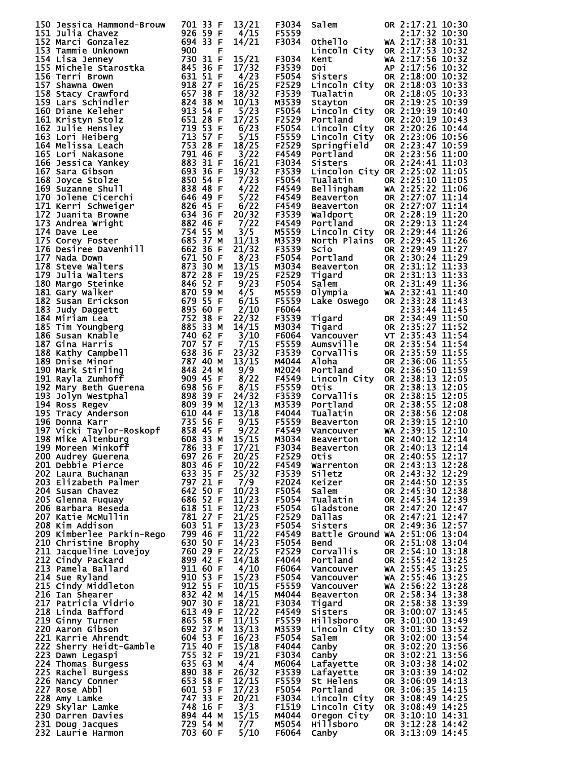```
150 Jessica Hammond-Brouw   701 33 F  13/21   F3034  Salem          OR 2:17:21 10:30
151 Julia Chavez            926 59 F   4/15   F5559                    2:17:32 10:30
152 Marci Gonzalez          694 33 F  14/21   F3034  Othello        WA 2:17:38 10:31
153 Tammie Unknown          900    F                 Lincoln City   OR 2:17:53 10:32
154 Lisa Jenney             730 31 F  15/21   F3034  Kent           WA 2:17:56 10:32
155 Michele Starostka       845 36 F  17/32   F3539  Doi            AP 2:17:56 10:32
156 Terri Brown             631 51 F   4/23   F5054  Sisters        OR 2:18:00 10:32
157 Shawna Owen             918 27 F  16/25   F2529  Lincoln City   OR 2:18:03 10:33
158 Stacy Crawford          657 38 F  18/32   F3539  Tualatin       OR 2:18:05 10:33
159 Lars Schindler          824 38 M  10/13   M3539  Stayton        OR 2:19:25 10:39
160 Diane Keleher           913 54 F   5/23   F5054  Lincoln City   OR 2:19:39 10:40
161 Kristyn Stolz           651 28 F  17/25   F2529  Portland       OR 2:20:19 10:43
162 Julie Hensley           719 53 F   6/23   F5054  Lincoln City   OR 2:20:26 10:44
163 Lori Heiberg            713 57 F   5/15   F5559  Lincoln City   OR 2:23:06 10:56
164 Melissa Leach           753 28 F  18/25   F2529  Springfield    OR 2:23:47 10:59
165 Lori Nakasone           791 46 F   3/22   F4549  Portland       OR 2:23:56 11:00
166 Jessica Yankey          883 31 F  16/21   F3034  Sisters        OR 2:24:41 11:03
167 Sara Gibson             693 36 F  19/32   F3539  Lincolon City  OR 2:25:02 11:05
168 Joyce Stolze            850 54 F   7/23   F5054  Tualatin       OR 2:25:10 11:05
169 Suzanne Shull           838 48 F   4/22   F4549  Bellingham     WA 2:25:22 11:06
170 Jolene Cicerchi         646 49 F   5/22   F4549  Beaverton      OR 2:27:07 11:14
171 Kerri Schweiger         826 45 F   6/22   F4549  Beaverton      OR 2:27:07 11:14
172 Juanita Browne          634 36 F  20/32   F3539  Waldport       OR 2:28:19 11:20
173 Andrea Wright           882 46 F   7/22   F4549  Portland       OR 2:29:13 11:24
174 Dave Lee                754 55 M   3/5    M5559  Lincoln City   OR 2:29:44 11:26
175 Corey Foster            685 37 M  11/13   M3539  North Plains   OR 2:29:45 11:26
176 Desiree Davenhill       662 36 F  21/32   F3539  Scio           OR 2:29:49 11:27
177 Nada Down               671 50 F   8/23   F5054  Portland       OR 2:30:24 11:29
178 Steve Walters           873 30 M  13/15   M3034  Beaverton      OR 2:31:12 11:33
179 Julia Walters           872 28 F  19/25   F2529  Tigard         OR 2:31:13 11:33
180 Margo Steinke           846 52 F   9/23   F5054  Salem          OR 2:31:49 11:36
181 Gary Walker             870 59 M   4/5    M5559  Olympia        WA 2:32:41 11:40
182 Susan Erickson          679 55 F   6/15   F5559  Lake Oswego    OR 2:33:28 11:43
183 Judy Daggett            895 60 F   2/10   F6064                    2:33:44 11:45
184 Miriam Lea              752 38 F  22/32   F3539  Tigard         OR 2:34:49 11:50
185 Tim Youngberg           885 33 M  14/15   M3034  Tigard         OR 2:35:27 11:52
186 Susan Knable            740 62 F   3/10   F6064  Vancouver      VT 2:35:43 11:54
187 Gina Harris             707 57 F   7/15   F5559  Aumsville      OR 2:35:54 11:54
188 Kathy Campbell          638 36 F  23/32   F3539  Corvallis      OR 2:35:59 11:55
189 Dnise Minor             787 40 M  13/15   M4044  Aloha          OR 2:36:06 11:55
190 Mark Stirling           848 24 M   9/9    M2024  Portland       OR 2:36:50 11:59
191 Rayla Zumhoff           909 45 F   8/22   F4549  Lincoln City   OR 2:38:13 12:05
192 Mary Beth Guerena       698 56 F   8/15   F5559  Otis           OR 2:38:13 12:05
193 Jolyn Westphal          898 39 F  24/32   F3539  Corvallis      OR 2:38:15 12:05
194 Ross Regev              809 39 M  12/13   M3539  Portland       OR 2:38:55 12:08
195 Tracy Anderson          610 44 F  13/18   F4044  Tualatin       OR 2:38:56 12:08
196 Donna Karr              735 56 F   9/15   F5559  Beaverton      OR 2:39:15 12:10
197 Vicki Taylor-Roskopf    858 45 F   9/22   F4549  Vancouver      WA 2:39:15 12:10
198 Mike Altenburg          608 33 M  15/15   M3034  Beaverton      OR 2:40:12 12:14
199 Moreen Minkoff          786 33 F  17/21   F3034  Beaverton      OR 2:40:13 12:14
200 Audrey Guerena          697 26 F  20/25   F2529  Otis           OR 2:40:55 12:17
201 Debbie Pierce           803 46 F  10/22   F4549  Warrenton      OR 2:43:13 12:28
202 Laura Buchanan          633 35 F  25/32   F3539  Siletz         OR 2:43:32 12:29
203 Elizabeth Palmer        797 21 F   7/9    F2024  Keizer         OR 2:44:50 12:35
204 Susan Chavez            642 50 F  10/23   F5054  Salem          OR 2:45:30 12:38
205 Glenna Fuquay           686 52 F  11/23   F5054  Tualatin       OR 2:45:34 12:39
206 Barbara Beseda          618 51 F  12/23   F5054  Gladstone      OR 2:47:20 12:47
207 Katie McMullin          781 27 F  21/25   F2529  Dallas         OR 2:47:21 12:47
208 Kim Addison             603 51 F  13/23   F5054  Sisters        OR 2:49:36 12:57
209 Kimberlee Parkin-Rego   799 46 F  11/22   F4549  Battle Ground  WA 2:51:06 13:04
210 Christine Brophy        630 50 F  14/23   F5054  Bend           OR 2:51:08 13:04
211 Jacqueline Lovejoy      760 29 F  22/25   F2529  Corvallis      OR 2:54:10 13:18
212 Cindy Packard           899 42 F  14/18   F4044  Portland       OR 2:55:42 13:25
213 Pamela Ballard          911 60 F   4/10   F6064  Vancouver      WA 2:55:45 13:25
214 Sue Ryland              910 53 F  15/23   F5054  Vancouver      WA 2:55:46 13:25
215 Cindy Middleton         912 55 F  10/15   F5559  Vancouver      WA 2:56:22 13:28
216 Ian Shearer             832 42 M  14/15   M4044  Beaverton      OR 2:58:34 13:38
217 Patricia Vidrio         907 30 F  18/21   F3034  Tigard         OR 2:58:38 13:39
218 Linda Bafford           613 49 F  12/22   F4549  Sisters        OR 3:00:07 13:45
219 Ginny Turner            865 58 F  11/15   F5559  Hillsboro      OR 3:01:00 13:49
220 Aaron Gibson            692 37 M  13/13   M3539  Lincoln City   OR 3:01:30 13:52
221 Karrie Ahrendt          604 53 F  16/23   F5054  Salem          OR 3:02:00 13:54
222 Sherry Heidt-Gamble     715 40 F  15/18   F4044  Canby          OR 3:02:20 13:56
223 Dawn Legaspi            755 32 F  19/21   F3034  Canby          OR 3:02:21 13:56
224 Thomas Burgess          635 63 M   4/4    M6064  Lafayette      OR 3:03:38 14:02
225 Rachel Burgess          890 38 F  26/32   F3539  Lafayette      OR 3:03:39 14:02
226 Nancy Conner            653 58 F  12/15   F5559  St Helens      OR 3:06:09 14:13
227 Rose Abbl               601 53 F  17/23   F5054  Portland       OR 3:06:35 14:15
228 Amy Lamke               747 33 F  20/21   F3034  Lincoln City   OR 3:08:49 14:25
229 Skylar Lamke            748 16 F   3/3    F1519  Lincoln City   OR 3:08:49 14:25
230 Darren Davies           894 44 M  15/15   M4044  Oregon City    OR 3:10:10 14:31
231 Doug Jacques            729 54 M   7/7    M5054  Hillsboro      OR 3:12:28 14:42
232 Laurie Harmon           703 60 F   5/10   F6064  Canby          OR 3:13:09 14:45
```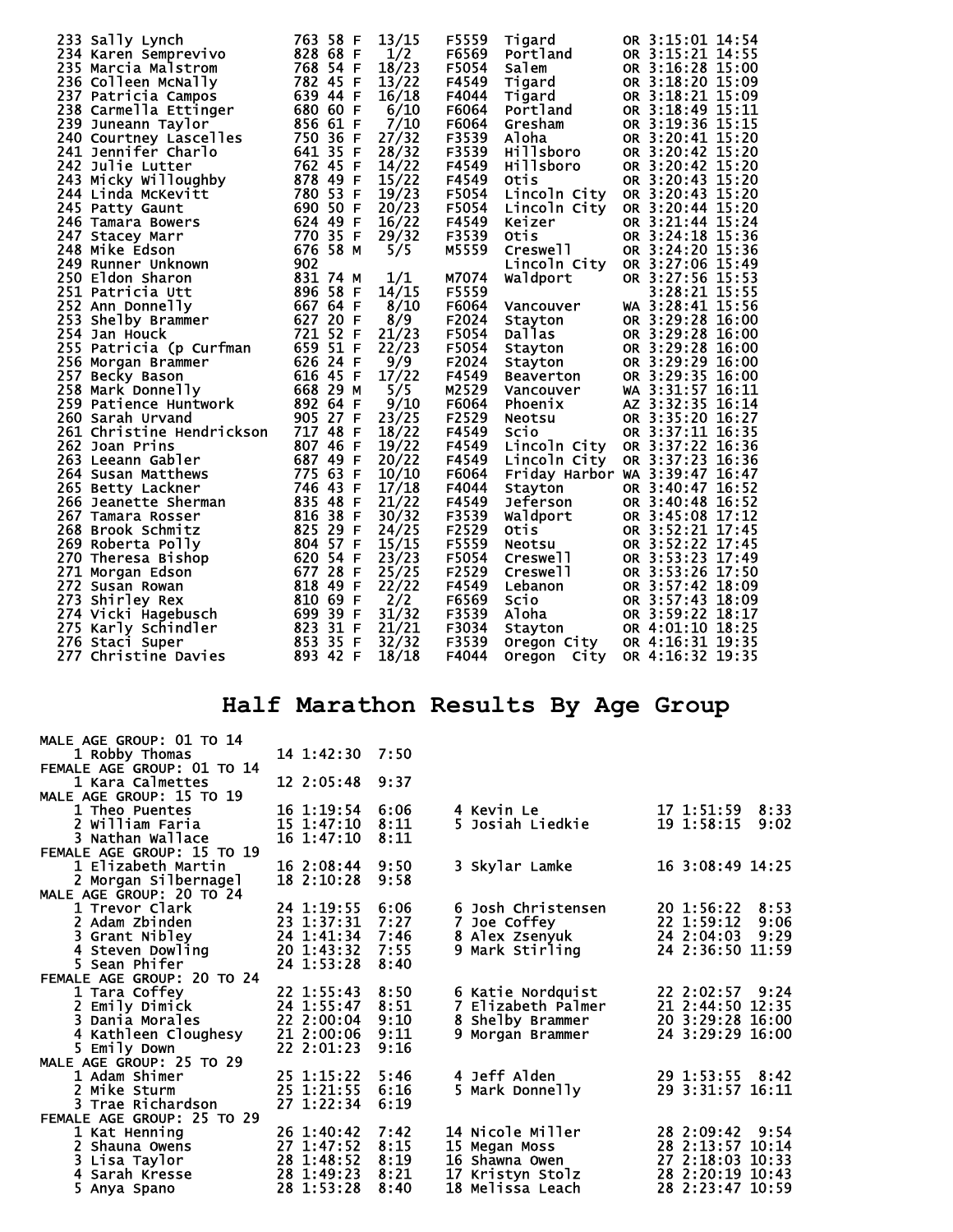| Place | Name | Bib | Age | Sex | Div Place | Division | City | State | Time | Pace |
|---|---|---|---|---|---|---|---|---|---|---|
| 233 | Sally Lynch | 763 | 58 | F | 13/15 | F5559 | Tigard | OR | 3:15:01 | 14:54 |
| 234 | Karen Semprevivo | 828 | 68 | F | 1/2 | F6569 | Portland | OR | 3:15:21 | 14:55 |
| 235 | Marcia Malstrom | 768 | 54 | F | 18/23 | F5054 | Salem | OR | 3:16:28 | 15:00 |
| 236 | Colleen McNally | 782 | 45 | F | 13/22 | F4549 | Tigard | OR | 3:18:20 | 15:09 |
| 237 | Patricia Campos | 639 | 44 | F | 16/18 | F4044 | Tigard | OR | 3:18:21 | 15:09 |
| 238 | Carmella Ettinger | 680 | 60 | F | 6/10 | F6064 | Portland | OR | 3:18:49 | 15:11 |
| 239 | Juneann Taylor | 856 | 61 | F | 7/10 | F6064 | Gresham | OR | 3:19:36 | 15:15 |
| 240 | Courtney Lascelles | 750 | 36 | F | 27/32 | F3539 | Aloha | OR | 3:20:41 | 15:20 |
| 241 | Jennifer Charlo | 641 | 35 | F | 28/32 | F3539 | Hillsboro | OR | 3:20:42 | 15:20 |
| 242 | Julie Lutter | 762 | 45 | F | 14/22 | F4549 | Hillsboro | OR | 3:20:42 | 15:20 |
| 243 | Micky Willoughby | 878 | 49 | F | 15/22 | F4549 | Otis | OR | 3:20:43 | 15:20 |
| 244 | Linda McKevitt | 780 | 53 | F | 19/23 | F5054 | Lincoln City | OR | 3:20:43 | 15:20 |
| 245 | Patty Gaunt | 690 | 50 | F | 20/23 | F5054 | Lincoln City | OR | 3:20:44 | 15:20 |
| 246 | Tamara Bowers | 624 | 49 | F | 16/22 | F4549 | Keizer | OR | 3:21:44 | 15:24 |
| 247 | Stacey Marr | 770 | 35 | F | 29/32 | F3539 | Otis | OR | 3:24:18 | 15:36 |
| 248 | Mike Edson | 676 | 58 | M | 5/5 | M5559 | Creswell | OR | 3:24:20 | 15:36 |
| 249 | Runner Unknown | 902 | | | | | Lincoln City | OR | 3:27:06 | 15:49 |
| 250 | Eldon Sharon | 831 | 74 | M | 1/1 | M7074 | Waldport | OR | 3:27:56 | 15:53 |
| 251 | Patricia Utt | 896 | 58 | F | 14/15 | F5559 | | | 3:28:21 | 15:55 |
| 252 | Ann Donnelly | 667 | 64 | F | 8/10 | F6064 | Vancouver | WA | 3:28:41 | 15:56 |
| 253 | Shelby Brammer | 627 | 20 | F | 8/9 | F2024 | Stayton | OR | 3:29:28 | 16:00 |
| 254 | Jan Houck | 721 | 52 | F | 21/23 | F5054 | Dallas | OR | 3:29:28 | 16:00 |
| 255 | Patricia (p Curfman | 659 | 51 | F | 22/23 | F5054 | Stayton | OR | 3:29:28 | 16:00 |
| 256 | Morgan Brammer | 626 | 24 | F | 9/9 | F2024 | Stayton | OR | 3:29:29 | 16:00 |
| 257 | Becky Bason | 616 | 45 | F | 17/22 | F4549 | Beaverton | OR | 3:29:35 | 16:00 |
| 258 | Mark Donnelly | 668 | 29 | M | 5/5 | M2529 | Vancouver | WA | 3:31:57 | 16:11 |
| 259 | Patience Huntwork | 892 | 64 | F | 9/10 | F6064 | Phoenix | AZ | 3:32:35 | 16:14 |
| 260 | Sarah Urvand | 905 | 27 | F | 23/25 | F2529 | Neotsu | OR | 3:35:20 | 16:27 |
| 261 | Christine Hendrickson | 717 | 48 | F | 18/22 | F4549 | Scio | OR | 3:37:11 | 16:35 |
| 262 | Joan Prins | 807 | 46 | F | 19/22 | F4549 | Lincoln City | OR | 3:37:22 | 16:36 |
| 263 | Leeann Gabler | 687 | 49 | F | 20/22 | F4549 | Lincoln City | OR | 3:37:23 | 16:36 |
| 264 | Susan Matthews | 775 | 63 | F | 10/10 | F6064 | Friday Harbor | WA | 3:39:47 | 16:47 |
| 265 | Betty Lackner | 746 | 43 | F | 17/18 | F4044 | Stayton | OR | 3:40:47 | 16:52 |
| 266 | Jeanette Sherman | 835 | 48 | F | 21/22 | F4549 | Jeferson | OR | 3:40:48 | 16:52 |
| 267 | Tamara Rosser | 816 | 38 | F | 30/32 | F3539 | Waldport | OR | 3:45:08 | 17:12 |
| 268 | Brook Schmitz | 825 | 29 | F | 24/25 | F2529 | Otis | OR | 3:52:21 | 17:45 |
| 269 | Roberta Polly | 804 | 57 | F | 15/15 | F5559 | Neotsu | OR | 3:52:22 | 17:45 |
| 270 | Theresa Bishop | 620 | 54 | F | 23/23 | F5054 | Creswell | OR | 3:53:23 | 17:49 |
| 271 | Morgan Edson | 677 | 28 | F | 25/25 | F2529 | Creswell | OR | 3:53:26 | 17:50 |
| 272 | Susan Rowan | 818 | 49 | F | 22/22 | F4549 | Lebanon | OR | 3:57:42 | 18:09 |
| 273 | Shirley Rex | 810 | 69 | F | 2/2 | F6569 | Scio | OR | 3:57:43 | 18:09 |
| 274 | Vicki Hagebusch | 699 | 39 | F | 31/32 | F3539 | Aloha | OR | 3:59:22 | 18:17 |
| 275 | Karly Schindler | 823 | 31 | F | 21/21 | F3034 | Stayton | OR | 4:01:10 | 18:25 |
| 276 | Staci Super | 853 | 35 | F | 32/32 | F3539 | Oregon City | OR | 4:16:31 | 19:35 |
| 277 | Christine Davies | 893 | 42 | F | 18/18 | F4044 | Oregon City | OR | 4:16:32 | 19:35 |

# Half Marathon Results By Age Group

**MALE AGE GROUP: 01 TO 14**

| Place | Name | Age | Time | Pace |
|---|---|---|---|---|
| 1 | Robby Thomas | 14 | 1:42:30 | 7:50 |

**FEMALE AGE GROUP: 01 TO 14**

| Place | Name | Age | Time | Pace |
|---|---|---|---|---|
| 1 | Kara Calmettes | 12 | 2:05:48 | 9:37 |

**MALE AGE GROUP: 15 TO 19**

| Place | Name | Age | Time | Pace |
|---|---|---|---|---|
| 1 | Theo Puentes | 16 | 1:19:54 | 6:06 |
| 2 | William Faria | 15 | 1:47:10 | 8:11 |
| 3 | Nathan Wallace | 16 | 1:47:10 | 8:11 |
| 4 | Kevin Le | 17 | 1:51:59 | 8:33 |
| 5 | Josiah Liedkie | 19 | 1:58:15 | 9:02 |

**FEMALE AGE GROUP: 15 TO 19**

| Place | Name | Age | Time | Pace |
|---|---|---|---|---|
| 1 | Elizabeth Martin | 16 | 2:08:44 | 9:50 |
| 2 | Morgan Silbernagel | 18 | 2:10:28 | 9:58 |
| 3 | Skylar Lamke | 16 | 3:08:49 | 14:25 |

**MALE AGE GROUP: 20 TO 24**

| Place | Name | Age | Time | Pace |
|---|---|---|---|---|
| 1 | Trevor Clark | 24 | 1:19:55 | 6:06 |
| 2 | Adam Zbinden | 23 | 1:37:31 | 7:27 |
| 3 | Grant Nibley | 24 | 1:41:34 | 7:46 |
| 4 | Steven Dowling | 20 | 1:43:32 | 7:55 |
| 5 | Sean Phifer | 24 | 1:53:28 | 8:40 |
| 6 | Josh Christensen | 20 | 1:56:22 | 8:53 |
| 7 | Joe Coffey | 22 | 1:59:12 | 9:06 |
| 8 | Alex Zsenyuk | 24 | 2:04:03 | 9:29 |
| 9 | Mark Stirling | 24 | 2:36:50 | 11:59 |

**FEMALE AGE GROUP: 20 TO 24**

| Place | Name | Age | Time | Pace |
|---|---|---|---|---|
| 1 | Tara Coffey | 22 | 1:55:43 | 8:50 |
| 2 | Emily Dimick | 24 | 1:55:47 | 8:51 |
| 3 | Dania Morales | 22 | 2:00:04 | 9:10 |
| 4 | Kathleen Cloughesy | 21 | 2:00:06 | 9:11 |
| 5 | Emily Down | 22 | 2:01:23 | 9:16 |
| 6 | Katie Nordquist | 22 | 2:02:57 | 9:24 |
| 7 | Elizabeth Palmer | 21 | 2:44:50 | 12:35 |
| 8 | Shelby Brammer | 20 | 3:29:28 | 16:00 |
| 9 | Morgan Brammer | 24 | 3:29:29 | 16:00 |

**MALE AGE GROUP: 25 TO 29**

| Place | Name | Age | Time | Pace |
|---|---|---|---|---|
| 1 | Adam Shimer | 25 | 1:15:22 | 5:46 |
| 2 | Mike Sturm | 25 | 1:21:55 | 6:16 |
| 3 | Trae Richardson | 27 | 1:22:34 | 6:19 |
| 4 | Jeff Alden | 29 | 1:53:55 | 8:42 |
| 5 | Mark Donnelly | 29 | 3:31:57 | 16:11 |

**FEMALE AGE GROUP: 25 TO 29**

| Place | Name | Age | Time | Pace |
|---|---|---|---|---|
| 1 | Kat Henning | 26 | 1:40:42 | 7:42 |
| 2 | Shauna Owens | 27 | 1:47:52 | 8:15 |
| 3 | Lisa Taylor | 28 | 1:48:52 | 8:19 |
| 4 | Sarah Kresse | 28 | 1:49:23 | 8:21 |
| 5 | Anya Spano | 28 | 1:53:28 | 8:40 |
| 14 | Nicole Miller | 28 | 2:09:42 | 9:54 |
| 15 | Megan Moss | 28 | 2:13:57 | 10:14 |
| 16 | Shawna Owen | 27 | 2:18:03 | 10:33 |
| 17 | Kristyn Stolz | 28 | 2:20:19 | 10:43 |
| 18 | Melissa Leach | 28 | 2:23:47 | 10:59 |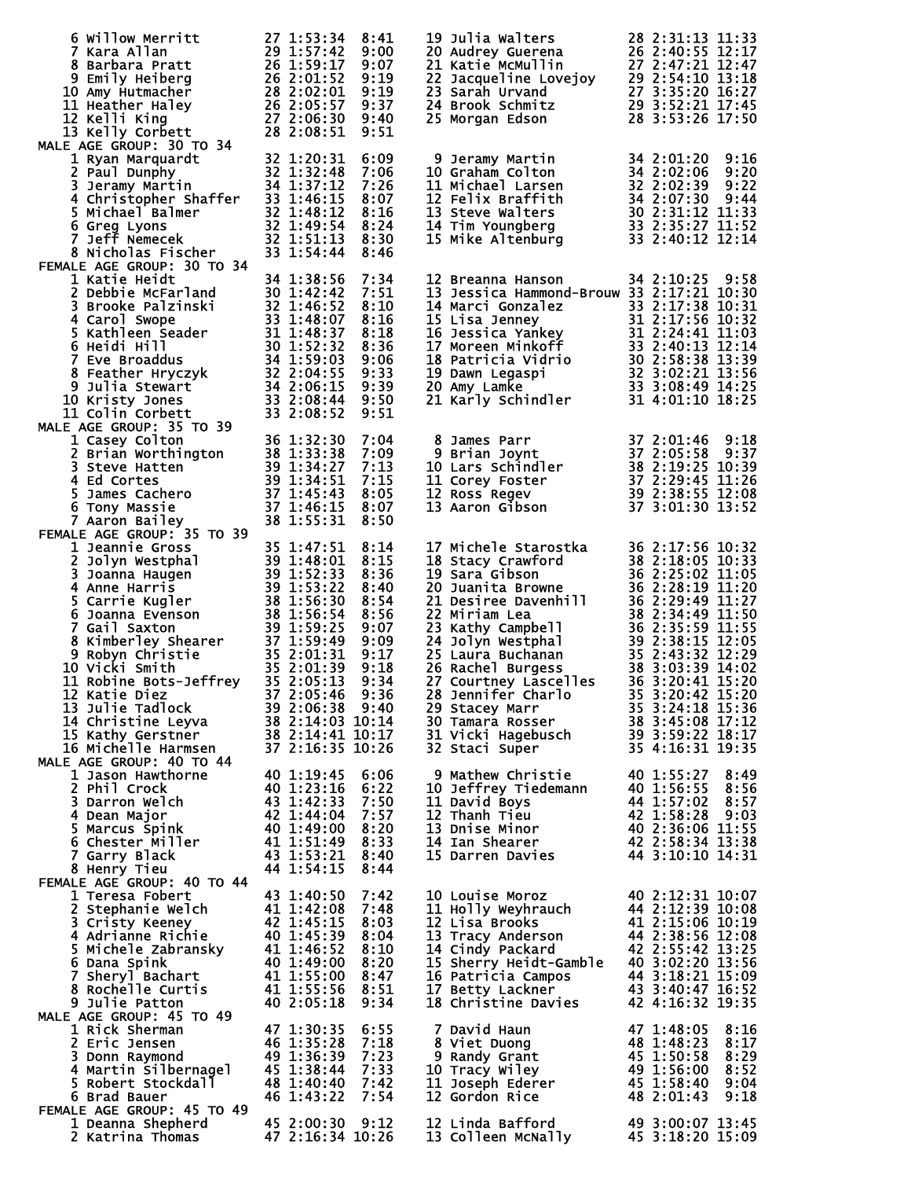| Place | Name | Age | Time | Pace |
|---|---|---|---|---|
| 6 | Willow Merritt | 27 | 1:53:34 | 8:41 |
| 7 | Kara Allan | 29 | 1:57:42 | 9:00 |
| 8 | Barbara Pratt | 26 | 1:59:17 | 9:07 |
| 9 | Emily Heiberg | 26 | 2:01:52 | 9:19 |
| 10 | Amy Hutmacher | 28 | 2:02:01 | 9:19 |
| 11 | Heather Haley | 26 | 2:05:57 | 9:37 |
| 12 | Kelli King | 27 | 2:06:30 | 9:40 |
| 13 | Kelly Corbett | 28 | 2:08:51 | 9:51 |
| 19 | Julia Walters | 28 | 2:31:13 | 11:33 |
| 20 | Audrey Guerena | 26 | 2:40:55 | 12:17 |
| 21 | Katie McMullin | 27 | 2:47:21 | 12:47 |
| 22 | Jacqueline Lovejoy | 29 | 2:54:10 | 13:18 |
| 23 | Sarah Urvand | 27 | 3:35:20 | 16:27 |
| 24 | Brook Schmitz | 29 | 3:52:21 | 17:45 |
| 25 | Morgan Edson | 28 | 3:53:26 | 17:50 |

MALE AGE GROUP: 30 TO 34

| Place | Name | Age | Time | Pace |
|---|---|---|---|---|
| 1 | Ryan Marquardt | 32 | 1:20:31 | 6:09 |
| 2 | Paul Dunphy | 32 | 1:32:48 | 7:06 |
| 3 | Jeramy Martin | 34 | 1:37:12 | 7:26 |
| 4 | Christopher Shaffer | 33 | 1:46:15 | 8:07 |
| 5 | Michael Balmer | 32 | 1:48:12 | 8:16 |
| 6 | Greg Lyons | 32 | 1:49:54 | 8:24 |
| 7 | Jeff Nemecek | 32 | 1:51:13 | 8:30 |
| 8 | Nicholas Fischer | 33 | 1:54:44 | 8:46 |
| 9 | Jeramy Martin | 34 | 2:01:20 | 9:16 |
| 10 | Graham Colton | 34 | 2:02:06 | 9:20 |
| 11 | Michael Larsen | 32 | 2:02:39 | 9:22 |
| 12 | Felix Braffith | 34 | 2:07:30 | 9:44 |
| 13 | Steve Walters | 30 | 2:31:12 | 11:33 |
| 14 | Tim Youngberg | 33 | 2:35:27 | 11:52 |
| 15 | Mike Altenburg | 33 | 2:40:12 | 12:14 |

FEMALE AGE GROUP: 30 TO 34

| Place | Name | Age | Time | Pace |
|---|---|---|---|---|
| 1 | Katie Heidt | 34 | 1:38:56 | 7:34 |
| 2 | Debbie McFarland | 30 | 1:42:42 | 7:51 |
| 3 | Brooke Palzinski | 32 | 1:46:52 | 8:10 |
| 4 | Carol Swope | 33 | 1:48:07 | 8:16 |
| 5 | Kathleen Seader | 31 | 1:48:37 | 8:18 |
| 6 | Heidi Hill | 30 | 1:52:32 | 8:36 |
| 7 | Eve Broaddus | 34 | 1:59:03 | 9:06 |
| 8 | Feather Hryczyk | 32 | 2:04:55 | 9:33 |
| 9 | Julia Stewart | 34 | 2:06:15 | 9:39 |
| 10 | Kristy Jones | 33 | 2:08:44 | 9:50 |
| 11 | Colin Corbett | 33 | 2:08:52 | 9:51 |
| 12 | Breanna Hanson | 34 | 2:10:25 | 9:58 |
| 13 | Jessica Hammond-Brouw | 33 | 2:17:21 | 10:30 |
| 14 | Marci Gonzalez | 33 | 2:17:38 | 10:31 |
| 15 | Lisa Jenney | 31 | 2:17:56 | 10:32 |
| 16 | Jessica Yankey | 31 | 2:24:41 | 11:03 |
| 17 | Moreen Minkoff | 33 | 2:40:13 | 12:14 |
| 18 | Patricia Vidrio | 30 | 2:58:38 | 13:39 |
| 19 | Dawn Legaspi | 32 | 3:02:21 | 13:56 |
| 20 | Amy Lamke | 33 | 3:08:49 | 14:25 |
| 21 | Karly Schindler | 31 | 4:01:10 | 18:25 |

MALE AGE GROUP: 35 TO 39

| Place | Name | Age | Time | Pace |
|---|---|---|---|---|
| 1 | Casey Colton | 36 | 1:32:30 | 7:04 |
| 2 | Brian Worthington | 38 | 1:33:38 | 7:09 |
| 3 | Steve Hatten | 39 | 1:34:27 | 7:13 |
| 4 | Ed Cortes | 39 | 1:34:51 | 7:15 |
| 5 | James Cachero | 37 | 1:45:43 | 8:05 |
| 6 | Tony Massie | 37 | 1:46:15 | 8:07 |
| 7 | Aaron Bailey | 38 | 1:55:31 | 8:50 |
| 8 | James Parr | 37 | 2:01:46 | 9:18 |
| 9 | Brian Joynt | 37 | 2:05:58 | 9:37 |
| 10 | Lars Schindler | 38 | 2:19:25 | 10:39 |
| 11 | Corey Foster | 37 | 2:29:45 | 11:26 |
| 12 | Ross Regev | 39 | 2:38:55 | 12:08 |
| 13 | Aaron Gibson | 37 | 3:01:30 | 13:52 |

FEMALE AGE GROUP: 35 TO 39

| Place | Name | Age | Time | Pace |
|---|---|---|---|---|
| 1 | Jeannie Gross | 35 | 1:47:51 | 8:14 |
| 2 | Jolyn Westphal | 39 | 1:48:01 | 8:15 |
| 3 | Joanna Haugen | 39 | 1:52:33 | 8:36 |
| 4 | Anne Harris | 39 | 1:53:22 | 8:40 |
| 5 | Carrie Kugler | 38 | 1:56:30 | 8:54 |
| 6 | Joanna Evenson | 38 | 1:56:54 | 8:56 |
| 7 | Gail Saxton | 39 | 1:59:25 | 9:07 |
| 8 | Kimberley Shearer | 37 | 1:59:49 | 9:09 |
| 9 | Robyn Christie | 35 | 2:01:31 | 9:17 |
| 10 | Vicki Smith | 35 | 2:01:39 | 9:18 |
| 11 | Robine Bots-Jeffrey | 35 | 2:05:13 | 9:34 |
| 12 | Katie Diez | 37 | 2:05:46 | 9:36 |
| 13 | Julie Tadlock | 39 | 2:06:38 | 9:40 |
| 14 | Christine Leyva | 38 | 2:14:03 | 10:14 |
| 15 | Kathy Gerstner | 38 | 2:14:41 | 10:17 |
| 16 | Michelle Harmsen | 37 | 2:16:35 | 10:26 |
| 17 | Michele Starostka | 36 | 2:17:56 | 10:32 |
| 18 | Stacy Crawford | 38 | 2:18:05 | 10:33 |
| 19 | Sara Gibson | 36 | 2:25:02 | 11:05 |
| 20 | Juanita Browne | 36 | 2:28:19 | 11:20 |
| 21 | Desiree Davenhill | 36 | 2:29:49 | 11:27 |
| 22 | Miriam Lea | 38 | 2:34:49 | 11:50 |
| 23 | Kathy Campbell | 36 | 2:35:59 | 11:55 |
| 24 | Jolyn Westphal | 39 | 2:38:15 | 12:05 |
| 25 | Laura Buchanan | 35 | 2:43:32 | 12:29 |
| 26 | Rachel Burgess | 38 | 3:03:39 | 14:02 |
| 27 | Courtney Lascelles | 36 | 3:20:41 | 15:20 |
| 28 | Jennifer Charlo | 35 | 3:20:42 | 15:20 |
| 29 | Stacey Marr | 35 | 3:24:18 | 15:36 |
| 30 | Tamara Rosser | 38 | 3:45:08 | 17:12 |
| 31 | Vicki Hagebusch | 39 | 3:59:22 | 18:17 |
| 32 | Staci Super | 35 | 4:16:31 | 19:35 |

MALE AGE GROUP: 40 TO 44

| Place | Name | Age | Time | Pace |
|---|---|---|---|---|
| 1 | Jason Hawthorne | 40 | 1:19:45 | 6:06 |
| 2 | Phil Crock | 40 | 1:23:16 | 6:22 |
| 3 | Darron Welch | 43 | 1:42:33 | 7:50 |
| 4 | Dean Major | 42 | 1:44:04 | 7:57 |
| 5 | Marcus Spink | 40 | 1:49:00 | 8:20 |
| 6 | Chester Miller | 41 | 1:51:49 | 8:33 |
| 7 | Garry Black | 43 | 1:53:21 | 8:40 |
| 8 | Henry Tieu | 44 | 1:54:15 | 8:44 |
| 9 | Mathew Christie | 40 | 1:55:27 | 8:49 |
| 10 | Jeffrey Tiedemann | 40 | 1:56:55 | 8:56 |
| 11 | David Boys | 44 | 1:57:02 | 8:57 |
| 12 | Thanh Tieu | 42 | 1:58:28 | 9:03 |
| 13 | Dnise Minor | 40 | 2:36:06 | 11:55 |
| 14 | Ian Shearer | 42 | 2:58:34 | 13:38 |
| 15 | Darren Davies | 44 | 3:10:10 | 14:31 |

FEMALE AGE GROUP: 40 TO 44

| Place | Name | Age | Time | Pace |
|---|---|---|---|---|
| 1 | Teresa Fobert | 43 | 1:40:50 | 7:42 |
| 2 | Stephanie Welch | 41 | 1:42:08 | 7:48 |
| 3 | Cristy Keeney | 42 | 1:45:15 | 8:03 |
| 4 | Adrianne Richie | 40 | 1:45:39 | 8:04 |
| 5 | Michele Zabransky | 41 | 1:46:52 | 8:10 |
| 6 | Dana Spink | 40 | 1:49:00 | 8:20 |
| 7 | Sheryl Bachart | 41 | 1:55:00 | 8:47 |
| 8 | Rochelle Curtis | 41 | 1:55:56 | 8:51 |
| 9 | Julie Patton | 40 | 2:05:18 | 9:34 |
| 10 | Louise Moroz | 40 | 2:12:31 | 10:07 |
| 11 | Holly Weyhrauch | 44 | 2:12:39 | 10:08 |
| 12 | Lisa Brooks | 41 | 2:15:06 | 10:19 |
| 13 | Tracy Anderson | 44 | 2:38:56 | 12:08 |
| 14 | Cindy Packard | 42 | 2:55:42 | 13:25 |
| 15 | Sherry Heidt-Gamble | 40 | 3:02:20 | 13:56 |
| 16 | Patricia Campos | 44 | 3:18:21 | 15:09 |
| 17 | Betty Lackner | 43 | 3:40:47 | 16:52 |
| 18 | Christine Davies | 42 | 4:16:32 | 19:35 |

MALE AGE GROUP: 45 TO 49

| Place | Name | Age | Time | Pace |
|---|---|---|---|---|
| 1 | Rick Sherman | 47 | 1:30:35 | 6:55 |
| 2 | Eric Jensen | 46 | 1:35:28 | 7:18 |
| 3 | Donn Raymond | 49 | 1:36:39 | 7:23 |
| 4 | Martin Silbernagel | 45 | 1:38:44 | 7:33 |
| 5 | Robert Stockdall | 48 | 1:40:40 | 7:42 |
| 6 | Brad Bauer | 46 | 1:43:22 | 7:54 |
| 7 | David Haun | 47 | 1:48:05 | 8:16 |
| 8 | Viet Duong | 48 | 1:48:23 | 8:17 |
| 9 | Randy Grant | 45 | 1:50:58 | 8:29 |
| 10 | Tracy Wiley | 49 | 1:56:00 | 8:52 |
| 11 | Joseph Ederer | 45 | 1:58:40 | 9:04 |
| 12 | Gordon Rice | 48 | 2:01:43 | 9:18 |

FEMALE AGE GROUP: 45 TO 49

| Place | Name | Age | Time | Pace |
|---|---|---|---|---|
| 1 | Deanna Shepherd | 45 | 2:00:30 | 9:12 |
| 2 | Katrina Thomas | 47 | 2:16:34 | 10:26 |
| 12 | Linda Bafford | 49 | 3:00:07 | 13:45 |
| 13 | Colleen McNally | 45 | 3:18:20 | 15:09 |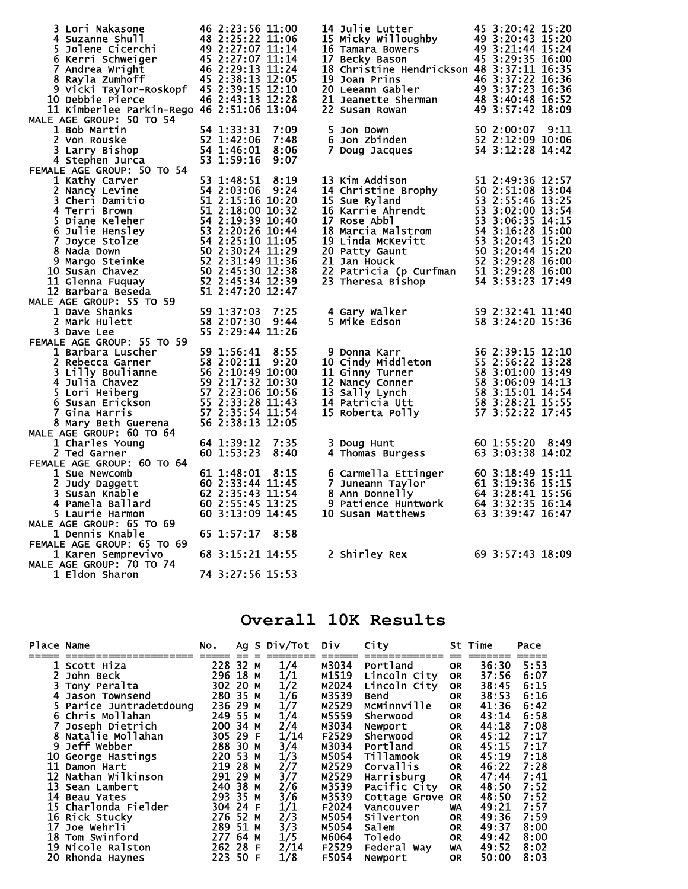| Place | Name | Age | Time | Pace |
|---|---|---|---|---|
| 3 | Lori Nakasone | 46 | 2:23:56 | 11:00 |
| 4 | Suzanne Shull | 48 | 2:25:22 | 11:06 |
| 5 | Jolene Cicerchi | 49 | 2:27:07 | 11:14 |
| 6 | Kerri Schweiger | 45 | 2:27:07 | 11:14 |
| 7 | Andrea Wright | 46 | 2:29:13 | 11:24 |
| 8 | Rayla Zumhoff | 45 | 2:38:13 | 12:05 |
| 9 | Vicki Taylor-Roskopf | 45 | 2:39:15 | 12:10 |
| 10 | Debbie Pierce | 46 | 2:43:13 | 12:28 |
| 11 | Kimberlee Parkin-Rego | 46 | 2:51:06 | 13:04 |
| 14 | Julie Lutter | 45 | 3:20:42 | 15:20 |
| 15 | Micky Willoughby | 49 | 3:20:43 | 15:20 |
| 16 | Tamara Bowers | 49 | 3:21:44 | 15:24 |
| 17 | Becky Bason | 45 | 3:29:35 | 16:00 |
| 18 | Christine Hendrickson | 48 | 3:37:11 | 16:35 |
| 19 | Joan Prins | 46 | 3:37:22 | 16:36 |
| 20 | Leeann Gabler | 49 | 3:37:23 | 16:36 |
| 21 | Jeanette Sherman | 48 | 3:40:48 | 16:52 |
| 22 | Susan Rowan | 49 | 3:57:42 | 18:09 |

MALE AGE GROUP: 50 TO 54

| Place | Name | Age | Time | Pace |
|---|---|---|---|---|
| 1 | Bob Martin | 54 | 1:33:31 | 7:09 |
| 2 | Von Rouske | 52 | 1:42:06 | 7:48 |
| 3 | Larry Bishop | 54 | 1:46:01 | 8:06 |
| 4 | Stephen Jurca | 53 | 1:59:16 | 9:07 |
| 5 | Jon Down | 50 | 2:00:07 | 9:11 |
| 6 | Jon Zbinden | 52 | 2:12:09 | 10:06 |
| 7 | Doug Jacques | 54 | 3:12:28 | 14:42 |

FEMALE AGE GROUP: 50 TO 54

| Place | Name | Age | Time | Pace |
|---|---|---|---|---|
| 1 | Kathy Carver | 53 | 1:48:51 | 8:19 |
| 2 | Nancy Levine | 54 | 2:03:06 | 9:24 |
| 3 | Cheri Damitio | 51 | 2:15:16 | 10:20 |
| 4 | Terri Brown | 51 | 2:18:00 | 10:32 |
| 5 | Diane Keleher | 54 | 2:19:39 | 10:40 |
| 6 | Julie Hensley | 53 | 2:20:26 | 10:44 |
| 7 | Joyce Stolze | 54 | 2:25:10 | 11:05 |
| 8 | Nada Down | 50 | 2:30:24 | 11:29 |
| 9 | Margo Steinke | 52 | 2:31:49 | 11:36 |
| 10 | Susan Chavez | 50 | 2:45:30 | 12:38 |
| 11 | Glenna Fuquay | 52 | 2:45:34 | 12:39 |
| 12 | Barbara Beseda | 51 | 2:47:20 | 12:47 |
| 13 | Kim Addison | 51 | 2:49:36 | 12:57 |
| 14 | Christine Brophy | 50 | 2:51:08 | 13:04 |
| 15 | Sue Ryland | 53 | 2:55:46 | 13:25 |
| 16 | Karrie Ahrendt | 53 | 3:02:00 | 13:54 |
| 17 | Rose Abbl | 53 | 3:06:35 | 14:15 |
| 18 | Marcia Malstrom | 54 | 3:16:28 | 15:00 |
| 19 | Linda McKevitt | 53 | 3:20:43 | 15:20 |
| 20 | Patty Gaunt | 50 | 3:20:44 | 15:20 |
| 21 | Jan Houck | 52 | 3:29:28 | 16:00 |
| 22 | Patricia (p Curfman | 51 | 3:29:28 | 16:00 |
| 23 | Theresa Bishop | 54 | 3:53:23 | 17:49 |

MALE AGE GROUP: 55 TO 59

| Place | Name | Age | Time | Pace |
|---|---|---|---|---|
| 1 | Dave Shanks | 59 | 1:37:03 | 7:25 |
| 2 | Mark Hulett | 58 | 2:07:30 | 9:44 |
| 3 | Dave Lee | 55 | 2:29:44 | 11:26 |
| 4 | Gary Walker | 59 | 2:32:41 | 11:40 |
| 5 | Mike Edson | 58 | 3:24:20 | 15:36 |

FEMALE AGE GROUP: 55 TO 59

| Place | Name | Age | Time | Pace |
|---|---|---|---|---|
| 1 | Barbara Luscher | 59 | 1:56:41 | 8:55 |
| 2 | Rebecca Garner | 58 | 2:02:11 | 9:20 |
| 3 | Lilly Boulianne | 56 | 2:10:49 | 10:00 |
| 4 | Julia Chavez | 59 | 2:17:32 | 10:30 |
| 5 | Lori Heiberg | 57 | 2:23:06 | 10:56 |
| 6 | Susan Erickson | 55 | 2:33:28 | 11:43 |
| 7 | Gina Harris | 57 | 2:35:54 | 11:54 |
| 8 | Mary Beth Guerena | 56 | 2:38:13 | 12:05 |
| 9 | Donna Karr | 56 | 2:39:15 | 12:10 |
| 10 | Cindy Middleton | 55 | 2:56:22 | 13:28 |
| 11 | Ginny Turner | 58 | 3:01:00 | 13:49 |
| 12 | Nancy Conner | 58 | 3:06:09 | 14:13 |
| 13 | Sally Lynch | 58 | 3:15:01 | 14:54 |
| 14 | Patricia Utt | 58 | 3:28:21 | 15:55 |
| 15 | Roberta Polly | 57 | 3:52:22 | 17:45 |

MALE AGE GROUP: 60 TO 64

| Place | Name | Age | Time | Pace |
|---|---|---|---|---|
| 1 | Charles Young | 64 | 1:39:12 | 7:35 |
| 2 | Ted Garner | 60 | 1:53:23 | 8:40 |
| 3 | Doug Hunt | 60 | 1:55:20 | 8:49 |
| 4 | Thomas Burgess | 63 | 3:03:38 | 14:02 |

FEMALE AGE GROUP: 60 TO 64

| Place | Name | Age | Time | Pace |
|---|---|---|---|---|
| 1 | Sue Newcomb | 61 | 1:48:01 | 8:15 |
| 2 | Judy Daggett | 60 | 2:33:44 | 11:45 |
| 3 | Susan Knable | 62 | 2:35:43 | 11:54 |
| 4 | Pamela Ballard | 60 | 2:55:45 | 13:25 |
| 5 | Laurie Harmon | 60 | 3:13:09 | 14:45 |
| 6 | Carmella Ettinger | 60 | 3:18:49 | 15:11 |
| 7 | Juneann Taylor | 61 | 3:19:36 | 15:15 |
| 8 | Ann Donnelly | 64 | 3:28:41 | 15:56 |
| 9 | Patience Huntwork | 64 | 3:32:35 | 16:14 |
| 10 | Susan Matthews | 63 | 3:39:47 | 16:47 |

MALE AGE GROUP: 65 TO 69

| Place | Name | Age | Time | Pace |
|---|---|---|---|---|
| 1 | Dennis Knable | 65 | 1:57:17 | 8:58 |

FEMALE AGE GROUP: 65 TO 69

| Place | Name | Age | Time | Pace |
|---|---|---|---|---|
| 1 | Karen Semprevivo | 68 | 3:15:21 | 14:55 |
| 2 | Shirley Rex | 69 | 3:57:43 | 18:09 |

MALE AGE GROUP: 70 TO 74

| Place | Name | Age | Time | Pace |
|---|---|---|---|---|
| 1 | Eldon Sharon | 74 | 3:27:56 | 15:53 |

# Overall 10K Results

| Place | Name | No. | Ag | S | Div/Tot | Div | City | St | Time | Pace |
|---|---|---|---|---|---|---|---|---|---|---|
| 1 | Scott Hiza | 228 | 32 | M | 1/4 | M3034 | Portland | OR | 36:30 | 5:53 |
| 2 | John Beck | 296 | 18 | M | 1/1 | M1519 | Lincoln City | OR | 37:56 | 6:07 |
| 3 | Tony Peralta | 302 | 20 | M | 1/2 | M2024 | Lincoln City | OR | 38:45 | 6:15 |
| 4 | Jason Townsend | 280 | 35 | M | 1/6 | M3539 | Bend | OR | 38:53 | 6:16 |
| 5 | Parice Juntradetdoung | 236 | 29 | M | 1/7 | M2529 | McMinnville | OR | 41:36 | 6:42 |
| 6 | Chris Mollahan | 249 | 55 | M | 1/4 | M5559 | Sherwood | OR | 43:14 | 6:58 |
| 7 | Joseph Dietrich | 200 | 34 | M | 2/4 | M3034 | Newport | OR | 44:18 | 7:08 |
| 8 | Natalie Mollahan | 305 | 29 | F | 1/14 | F2529 | Sherwood | OR | 45:12 | 7:17 |
| 9 | Jeff Webber | 288 | 30 | M | 3/4 | M3034 | Portland | OR | 45:15 | 7:17 |
| 10 | George Hastings | 220 | 53 | M | 1/3 | M5054 | Tillamook | OR | 45:19 | 7:18 |
| 11 | Damon Hart | 219 | 28 | M | 2/7 | M2529 | Corvallis | OR | 46:22 | 7:28 |
| 12 | Nathan Wilkinson | 291 | 29 | M | 3/7 | M2529 | Harrisburg | OR | 47:44 | 7:41 |
| 13 | Sean Lambert | 240 | 38 | M | 2/6 | M3539 | Pacific City | OR | 48:50 | 7:52 |
| 14 | Beau Yates | 293 | 35 | M | 3/6 | M3539 | Cottage Grove | OR | 48:50 | 7:52 |
| 15 | Charlonda Fielder | 304 | 24 | F | 1/1 | F2024 | Vancouver | WA | 49:21 | 7:57 |
| 16 | Rick Stucky | 276 | 52 | M | 2/3 | M5054 | Silverton | OR | 49:36 | 7:59 |
| 17 | Joe Wehrli | 289 | 51 | M | 3/3 | M5054 | Salem | OR | 49:37 | 8:00 |
| 18 | Tom Swinford | 277 | 64 | M | 1/5 | M6064 | Toledo | OR | 49:42 | 8:00 |
| 19 | Nicole Ralston | 262 | 28 | F | 2/14 | F2529 | Federal Way | WA | 49:52 | 8:02 |
| 20 | Rhonda Haynes | 223 | 50 | F | 1/8 | F5054 | Newport | OR | 50:00 | 8:03 |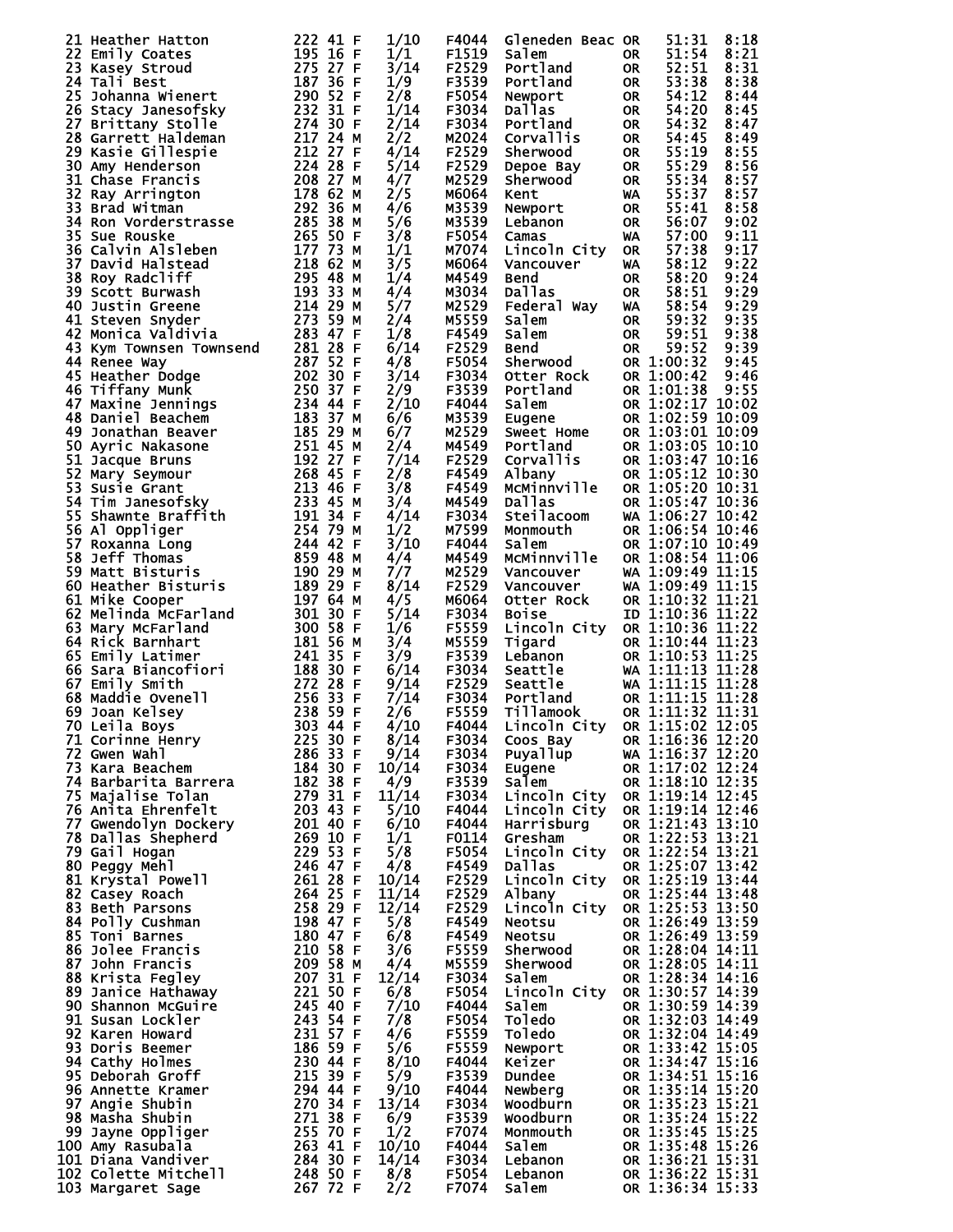| Place | Name | Bib | Age | Sex | Div Place | Division | City | State | Time | Pace |
|---|---|---|---|---|---|---|---|---|---|---|
| 21 | Heather Hatton | 222 | 41 | F | 1/10 | F4044 | Gleneden Beac | OR | 51:31 | 8:18 |
| 22 | Emily Coates | 195 | 16 | F | 1/1 | F1519 | Salem | OR | 51:54 | 8:21 |
| 23 | Kasey Stroud | 275 | 27 | F | 3/14 | F2529 | Portland | OR | 52:51 | 8:31 |
| 24 | Tali Best | 187 | 36 | F | 1/9 | F3539 | Portland | OR | 53:38 | 8:38 |
| 25 | Johanna Wienert | 290 | 52 | F | 2/8 | F5054 | Newport | OR | 54:12 | 8:44 |
| 26 | Stacy Janesofsky | 232 | 31 | F | 1/14 | F3034 | Dallas | OR | 54:20 | 8:45 |
| 27 | Brittany Stolle | 274 | 30 | F | 2/14 | F3034 | Portland | OR | 54:32 | 8:47 |
| 28 | Garrett Haldeman | 217 | 24 | M | 2/2 | M2024 | Corvallis | OR | 54:45 | 8:49 |
| 29 | Kasie Gillespie | 212 | 27 | F | 4/14 | F2529 | Sherwood | OR | 55:19 | 8:55 |
| 30 | Amy Henderson | 224 | 28 | F | 5/14 | F2529 | Depoe Bay | OR | 55:29 | 8:56 |
| 31 | Chase Francis | 208 | 27 | M | 4/7 | M2529 | Sherwood | OR | 55:34 | 8:57 |
| 32 | Ray Arrington | 178 | 62 | M | 2/5 | M6064 | Kent | WA | 55:37 | 8:57 |
| 33 | Brad Witman | 292 | 36 | M | 4/6 | M3539 | Newport | OR | 55:41 | 8:58 |
| 34 | Ron Vorderstrasse | 285 | 38 | M | 5/6 | M3539 | Lebanon | OR | 56:07 | 9:02 |
| 35 | Sue Rouske | 265 | 50 | F | 3/8 | F5054 | Camas | WA | 57:00 | 9:11 |
| 36 | Calvin Alsleben | 177 | 73 | M | 1/1 | M7074 | Lincoln City | OR | 57:38 | 9:17 |
| 37 | David Halstead | 218 | 62 | M | 3/5 | M6064 | Vancouver | WA | 58:12 | 9:22 |
| 38 | Roy Radcliff | 295 | 48 | M | 1/4 | M4549 | Bend | OR | 58:20 | 9:24 |
| 39 | Scott Burwash | 193 | 33 | M | 4/4 | M3034 | Dallas | OR | 58:51 | 9:29 |
| 40 | Justin Greene | 214 | 29 | M | 5/7 | M2529 | Federal Way | WA | 58:54 | 9:29 |
| 41 | Steven Snyder | 273 | 59 | M | 2/4 | M5559 | Salem | OR | 59:32 | 9:35 |
| 42 | Monica Valdivia | 283 | 47 | F | 1/8 | F4549 | Salem | OR | 59:51 | 9:38 |
| 43 | Kym Townsen Townsend | 281 | 28 | F | 6/14 | F2529 | Bend | OR | 59:52 | 9:39 |
| 44 | Renee Way | 287 | 52 | F | 4/8 | F5054 | Sherwood | OR | 1:00:32 | 9:45 |
| 45 | Heather Dodge | 202 | 30 | F | 3/14 | F3034 | Otter Rock | OR | 1:00:42 | 9:46 |
| 46 | Tiffany Munk | 250 | 37 | F | 2/9 | F3539 | Portland | OR | 1:01:38 | 9:55 |
| 47 | Maxine Jennings | 234 | 44 | F | 2/10 | F4044 | Salem | OR | 1:02:17 | 10:02 |
| 48 | Daniel Beachem | 183 | 37 | M | 6/6 | M3539 | Eugene | OR | 1:02:59 | 10:09 |
| 49 | Jonathan Beaver | 185 | 29 | M | 6/7 | M2529 | Sweet Home | OR | 1:03:01 | 10:09 |
| 50 | Ayric Nakasone | 251 | 45 | M | 2/4 | M4549 | Portland | OR | 1:03:05 | 10:10 |
| 51 | Jacque Bruns | 192 | 27 | F | 7/14 | F2529 | Corvallis | OR | 1:03:47 | 10:16 |
| 52 | Mary Seymour | 268 | 45 | F | 2/8 | F4549 | Albany | OR | 1:05:12 | 10:30 |
| 53 | Susie Grant | 213 | 46 | F | 3/8 | F4549 | McMinnville | OR | 1:05:20 | 10:31 |
| 54 | Tim Janesofsky | 233 | 45 | M | 3/4 | M4549 | Dallas | OR | 1:05:47 | 10:36 |
| 55 | Shawnte Braffith | 191 | 34 | F | 4/14 | F3034 | Steilacoom | WA | 1:06:27 | 10:42 |
| 56 | Al Oppliger | 254 | 79 | M | 1/2 | M7599 | Monmouth | OR | 1:06:54 | 10:46 |
| 57 | Roxanna Long | 244 | 42 | F | 3/10 | F4044 | Salem | OR | 1:07:10 | 10:49 |
| 58 | Jeff Thomas | 859 | 48 | M | 4/4 | M4549 | McMinnville | OR | 1:08:54 | 11:06 |
| 59 | Matt Bisturis | 190 | 29 | M | 7/7 | M2529 | Vancouver | WA | 1:09:49 | 11:15 |
| 60 | Heather Bisturis | 189 | 29 | F | 8/14 | F2529 | Vancouver | WA | 1:09:49 | 11:15 |
| 61 | Mike Cooper | 197 | 64 | M | 4/5 | M6064 | Otter Rock | OR | 1:10:32 | 11:21 |
| 62 | Melinda McFarland | 301 | 30 | F | 5/14 | F3034 | Boise | ID | 1:10:36 | 11:22 |
| 63 | Mary McFarland | 300 | 58 | F | 1/6 | F5559 | Lincoln City | OR | 1:10:36 | 11:22 |
| 64 | Rick Barnhart | 181 | 56 | M | 3/4 | M5559 | Tigard | OR | 1:10:44 | 11:23 |
| 65 | Emily Latimer | 241 | 35 | F | 3/9 | F3539 | Lebanon | OR | 1:10:53 | 11:25 |
| 66 | Sara Biancofiori | 188 | 30 | F | 6/14 | F3034 | Seattle | WA | 1:11:13 | 11:28 |
| 67 | Emily Smith | 272 | 28 | F | 9/14 | F2529 | Seattle | WA | 1:11:15 | 11:28 |
| 68 | Maddie Ovenell | 256 | 33 | F | 7/14 | F3034 | Portland | OR | 1:11:15 | 11:28 |
| 69 | Joan Kelsey | 238 | 59 | F | 2/6 | F5559 | Tillamook | OR | 1:11:32 | 11:31 |
| 70 | Leila Boys | 303 | 44 | F | 4/10 | F4044 | Lincoln City | OR | 1:15:02 | 12:05 |
| 71 | Corinne Henry | 225 | 30 | F | 8/14 | F3034 | Coos Bay | OR | 1:16:36 | 12:20 |
| 72 | Gwen Wahl | 286 | 33 | F | 9/14 | F3034 | Puyallup | WA | 1:16:37 | 12:20 |
| 73 | Kara Beachem | 184 | 30 | F | 10/14 | F3034 | Eugene | OR | 1:17:02 | 12:24 |
| 74 | Barbarita Barrera | 182 | 38 | F | 4/9 | F3539 | Salem | OR | 1:18:10 | 12:35 |
| 75 | Majalise Tolan | 279 | 31 | F | 11/14 | F3034 | Lincoln City | OR | 1:19:14 | 12:45 |
| 76 | Anita Ehrenfelt | 203 | 43 | F | 5/10 | F4044 | Lincoln City | OR | 1:19:14 | 12:46 |
| 77 | Gwendolyn Dockery | 201 | 40 | F | 6/10 | F4044 | Harrisburg | OR | 1:21:43 | 13:10 |
| 78 | Dallas Shepherd | 269 | 10 | F | 1/1 | F0114 | Gresham | OR | 1:22:53 | 13:21 |
| 79 | Gail Hogan | 229 | 53 | F | 5/8 | F5054 | Lincoln City | OR | 1:22:54 | 13:21 |
| 80 | Peggy Mehl | 246 | 47 | F | 4/8 | F4549 | Dallas | OR | 1:25:07 | 13:42 |
| 81 | Krystal Powell | 261 | 28 | F | 10/14 | F2529 | Lincoln City | OR | 1:25:19 | 13:44 |
| 82 | Casey Roach | 264 | 25 | F | 11/14 | F2529 | Albany | OR | 1:25:44 | 13:48 |
| 83 | Beth Parsons | 258 | 29 | F | 12/14 | F2529 | Lincoln City | OR | 1:25:53 | 13:50 |
| 84 | Polly Cushman | 198 | 47 | F | 5/8 | F4549 | Neotsu | OR | 1:26:49 | 13:59 |
| 85 | Toni Barnes | 180 | 47 | F | 6/8 | F4549 | Neotsu | OR | 1:26:49 | 13:59 |
| 86 | Jolee Francis | 210 | 58 | F | 3/6 | F5559 | Sherwood | OR | 1:28:04 | 14:11 |
| 87 | John Francis | 209 | 58 | M | 4/4 | M5559 | Sherwood | OR | 1:28:05 | 14:11 |
| 88 | Krista Fegley | 207 | 31 | F | 12/14 | F3034 | Salem | OR | 1:28:34 | 14:16 |
| 89 | Janice Hathaway | 221 | 50 | F | 6/8 | F5054 | Lincoln City | OR | 1:30:57 | 14:39 |
| 90 | Shannon McGuire | 245 | 40 | F | 7/10 | F4044 | Salem | OR | 1:30:59 | 14:39 |
| 91 | Susan Lockler | 243 | 54 | F | 7/8 | F5054 | Toledo | OR | 1:32:03 | 14:49 |
| 92 | Karen Howard | 231 | 57 | F | 4/6 | F5559 | Toledo | OR | 1:32:04 | 14:49 |
| 93 | Doris Beemer | 186 | 59 | F | 5/6 | F5559 | Newport | OR | 1:33:42 | 15:05 |
| 94 | Cathy Holmes | 230 | 44 | F | 8/10 | F4044 | Keizer | OR | 1:34:47 | 15:16 |
| 95 | Deborah Groff | 215 | 39 | F | 5/9 | F3539 | Dundee | OR | 1:34:51 | 15:16 |
| 96 | Annette Kramer | 294 | 44 | F | 9/10 | F4044 | Newberg | OR | 1:35:14 | 15:20 |
| 97 | Angie Shubin | 270 | 34 | F | 13/14 | F3034 | Woodburn | OR | 1:35:23 | 15:21 |
| 98 | Masha Shubin | 271 | 38 | F | 6/9 | F3539 | Woodburn | OR | 1:35:24 | 15:22 |
| 99 | Jayne Oppliger | 255 | 70 | F | 1/2 | F7074 | Monmouth | OR | 1:35:45 | 15:25 |
| 100 | Amy Rasubala | 263 | 41 | F | 10/10 | F4044 | Salem | OR | 1:35:48 | 15:26 |
| 101 | Diana Vandiver | 284 | 30 | F | 14/14 | F3034 | Lebanon | OR | 1:36:21 | 15:31 |
| 102 | Colette Mitchell | 248 | 50 | F | 8/8 | F5054 | Lebanon | OR | 1:36:22 | 15:31 |
| 103 | Margaret Sage | 267 | 72 | F | 2/2 | F7074 | Salem | OR | 1:36:34 | 15:33 |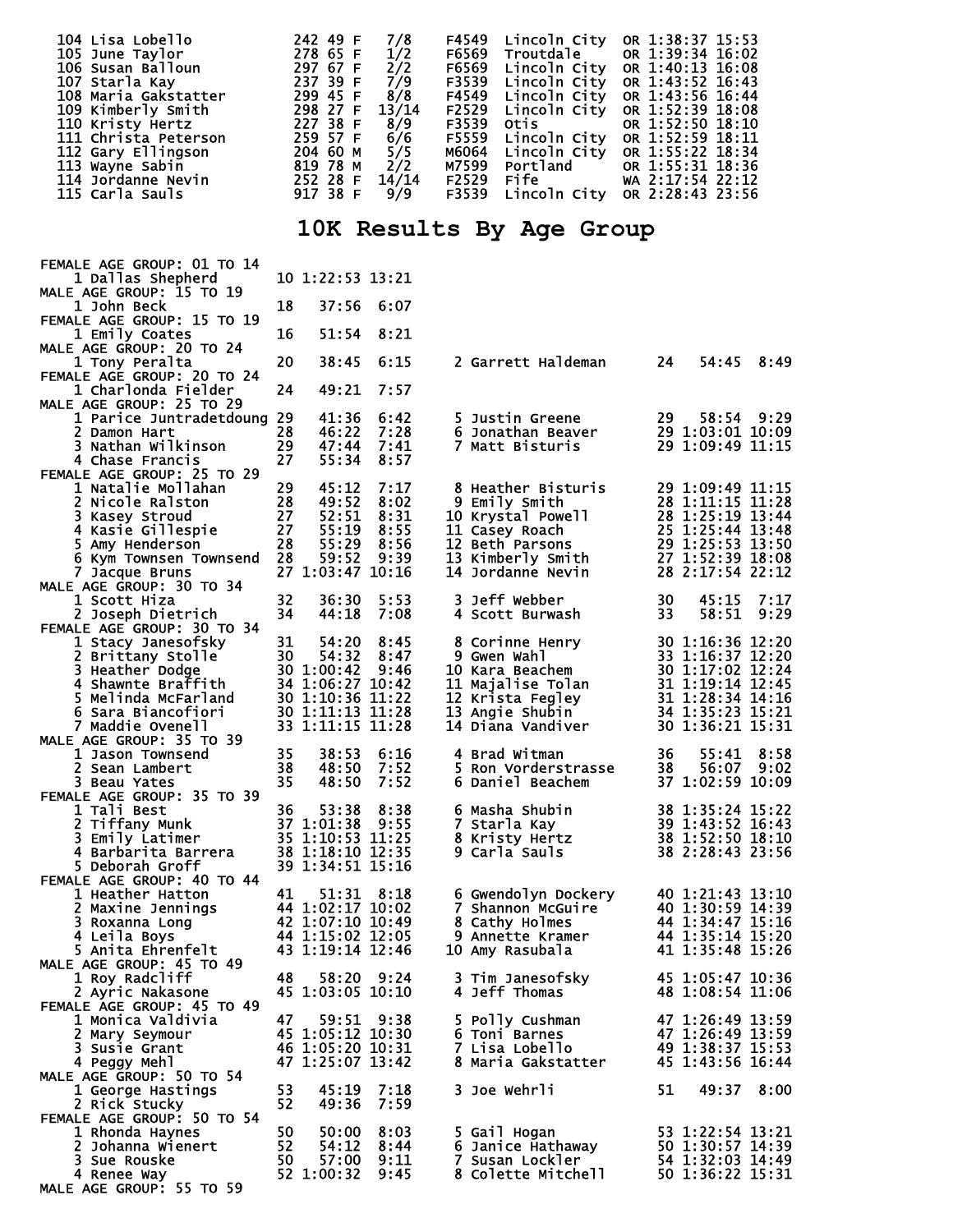| Place | Name | Bib | Age | Sex | Div Place | Division | City | State | Time | Pace |
|---|---|---|---|---|---|---|---|---|---|---|
| 104 | Lisa Lobello | 242 | 49 | F | 7/8 | F4549 | Lincoln City | OR | 1:38:37 | 15:53 |
| 105 | June Taylor | 278 | 65 | F | 1/2 | F6569 | Troutdale | OR | 1:39:34 | 16:02 |
| 106 | Susan Balloun | 297 | 67 | F | 2/2 | F6569 | Lincoln City | OR | 1:40:13 | 16:08 |
| 107 | Starla Kay | 237 | 39 | F | 7/9 | F3539 | Lincoln City | OR | 1:43:52 | 16:43 |
| 108 | Maria Gakstatter | 299 | 45 | F | 8/8 | F4549 | Lincoln City | OR | 1:43:56 | 16:44 |
| 109 | Kimberly Smith | 298 | 27 | F | 13/14 | F2529 | Lincoln City | OR | 1:52:39 | 18:08 |
| 110 | Kristy Hertz | 227 | 38 | F | 8/9 | F3539 | Otis | OR | 1:52:50 | 18:10 |
| 111 | Christa Peterson | 259 | 57 | F | 6/6 | F5559 | Lincoln City | OR | 1:52:59 | 18:11 |
| 112 | Gary Ellingson | 204 | 60 | M | 5/5 | M6064 | Lincoln City | OR | 1:55:22 | 18:34 |
| 113 | Wayne Sabin | 819 | 78 | M | 2/2 | M7599 | Portland | OR | 1:55:31 | 18:36 |
| 114 | Jordanne Nevin | 252 | 28 | F | 14/14 | F2529 | Fife | WA | 2:17:54 | 22:12 |
| 115 | Carla Sauls | 917 | 38 | F | 9/9 | F3539 | Lincoln City | OR | 2:28:43 | 23:56 |

# 10K Results By Age Group

**FEMALE AGE GROUP: 01 TO 14**

| Place | Name | Age | Time | Pace |
|---|---|---|---|---|
| 1 | Dallas Shepherd | 10 | 1:22:53 | 13:21 |

**MALE AGE GROUP: 15 TO 19**

| Place | Name | Age | Time | Pace |
|---|---|---|---|---|
| 1 | John Beck | 18 | 37:56 | 6:07 |

**FEMALE AGE GROUP: 15 TO 19**

| Place | Name | Age | Time | Pace |
|---|---|---|---|---|
| 1 | Emily Coates | 16 | 51:54 | 8:21 |

**MALE AGE GROUP: 20 TO 24**

| Place | Name | Age | Time | Pace |
|---|---|---|---|---|
| 1 | Tony Peralta | 20 | 38:45 | 6:15 |
| 2 | Garrett Haldeman | 24 | 54:45 | 8:49 |

**FEMALE AGE GROUP: 20 TO 24**

| Place | Name | Age | Time | Pace |
|---|---|---|---|---|
| 1 | Charlonda Fielder | 24 | 49:21 | 7:57 |

**MALE AGE GROUP: 25 TO 29**

| Place | Name | Age | Time | Pace |
|---|---|---|---|---|
| 1 | Parice Juntradetdoung | 29 | 41:36 | 6:42 |
| 2 | Damon Hart | 28 | 46:22 | 7:28 |
| 3 | Nathan Wilkinson | 29 | 47:44 | 7:41 |
| 4 | Chase Francis | 27 | 55:34 | 8:57 |
| 5 | Justin Greene | 29 | 58:54 | 9:29 |
| 6 | Jonathan Beaver | 29 | 1:03:01 | 10:09 |
| 7 | Matt Bisturis | 29 | 1:09:49 | 11:15 |

**FEMALE AGE GROUP: 25 TO 29**

| Place | Name | Age | Time | Pace |
|---|---|---|---|---|
| 1 | Natalie Mollahan | 29 | 45:12 | 7:17 |
| 2 | Nicole Ralston | 28 | 49:52 | 8:02 |
| 3 | Kasey Stroud | 27 | 52:51 | 8:31 |
| 4 | Kasie Gillespie | 27 | 55:19 | 8:55 |
| 5 | Amy Henderson | 28 | 55:29 | 8:56 |
| 6 | Kym Townsen Townsend | 28 | 59:52 | 9:39 |
| 7 | Jacque Bruns | 27 | 1:03:47 | 10:16 |
| 8 | Heather Bisturis | 29 | 1:09:49 | 11:15 |
| 9 | Emily Smith | 28 | 1:11:15 | 11:28 |
| 10 | Krystal Powell | 28 | 1:25:19 | 13:44 |
| 11 | Casey Roach | 25 | 1:25:44 | 13:48 |
| 12 | Beth Parsons | 29 | 1:25:53 | 13:50 |
| 13 | Kimberly Smith | 27 | 1:52:39 | 18:08 |
| 14 | Jordanne Nevin | 28 | 2:17:54 | 22:12 |

**MALE AGE GROUP: 30 TO 34**

| Place | Name | Age | Time | Pace |
|---|---|---|---|---|
| 1 | Scott Hiza | 32 | 36:30 | 5:53 |
| 2 | Joseph Dietrich | 34 | 44:18 | 7:08 |
| 3 | Jeff Webber | 30 | 45:15 | 7:17 |
| 4 | Scott Burwash | 33 | 58:51 | 9:29 |

**FEMALE AGE GROUP: 30 TO 34**

| Place | Name | Age | Time | Pace |
|---|---|---|---|---|
| 1 | Stacy Janesofsky | 31 | 54:20 | 8:45 |
| 2 | Brittany Stolle | 30 | 54:32 | 8:47 |
| 3 | Heather Dodge | 30 | 1:00:42 | 9:46 |
| 4 | Shawnte Braffith | 34 | 1:06:27 | 10:42 |
| 5 | Melinda McFarland | 30 | 1:10:36 | 11:22 |
| 6 | Sara Biancofiori | 30 | 1:11:13 | 11:28 |
| 7 | Maddie Ovenell | 33 | 1:11:15 | 11:28 |
| 8 | Corinne Henry | 30 | 1:16:36 | 12:20 |
| 9 | Gwen Wahl | 33 | 1:16:37 | 12:20 |
| 10 | Kara Beachem | 30 | 1:17:02 | 12:24 |
| 11 | Majalise Tolan | 31 | 1:19:14 | 12:45 |
| 12 | Krista Fegley | 31 | 1:28:34 | 14:16 |
| 13 | Angie Shubin | 34 | 1:35:23 | 15:21 |
| 14 | Diana Vandiver | 30 | 1:36:21 | 15:31 |

**MALE AGE GROUP: 35 TO 39**

| Place | Name | Age | Time | Pace |
|---|---|---|---|---|
| 1 | Jason Townsend | 35 | 38:53 | 6:16 |
| 2 | Sean Lambert | 38 | 48:50 | 7:52 |
| 3 | Beau Yates | 35 | 48:50 | 7:52 |
| 4 | Brad Witman | 36 | 55:41 | 8:58 |
| 5 | Ron Vorderstrasse | 38 | 56:07 | 9:02 |
| 6 | Daniel Beachem | 37 | 1:02:59 | 10:09 |

**FEMALE AGE GROUP: 35 TO 39**

| Place | Name | Age | Time | Pace |
|---|---|---|---|---|
| 1 | Tali Best | 36 | 53:38 | 8:38 |
| 2 | Tiffany Munk | 37 | 1:01:38 | 9:55 |
| 3 | Emily Latimer | 35 | 1:10:53 | 11:25 |
| 4 | Barbarita Barrera | 38 | 1:18:10 | 12:35 |
| 5 | Deborah Groff | 39 | 1:34:51 | 15:16 |
| 6 | Masha Shubin | 38 | 1:35:24 | 15:22 |
| 7 | Starla Kay | 39 | 1:43:52 | 16:43 |
| 8 | Kristy Hertz | 38 | 1:52:50 | 18:10 |
| 9 | Carla Sauls | 38 | 2:28:43 | 23:56 |

**FEMALE AGE GROUP: 40 TO 44**

| Place | Name | Age | Time | Pace |
|---|---|---|---|---|
| 1 | Heather Hatton | 41 | 51:31 | 8:18 |
| 2 | Maxine Jennings | 44 | 1:02:17 | 10:02 |
| 3 | Roxanna Long | 42 | 1:07:10 | 10:49 |
| 4 | Leila Boys | 44 | 1:15:02 | 12:05 |
| 5 | Anita Ehrenfelt | 43 | 1:19:14 | 12:46 |
| 6 | Gwendolyn Dockery | 40 | 1:21:43 | 13:10 |
| 7 | Shannon McGuire | 40 | 1:30:59 | 14:39 |
| 8 | Cathy Holmes | 44 | 1:34:47 | 15:16 |
| 9 | Annette Kramer | 44 | 1:35:14 | 15:20 |
| 10 | Amy Rasubala | 41 | 1:35:48 | 15:26 |

**MALE AGE GROUP: 45 TO 49**

| Place | Name | Age | Time | Pace |
|---|---|---|---|---|
| 1 | Roy Radcliff | 48 | 58:20 | 9:24 |
| 2 | Ayric Nakasone | 45 | 1:03:05 | 10:10 |
| 3 | Tim Janesofsky | 45 | 1:05:47 | 10:36 |
| 4 | Jeff Thomas | 48 | 1:08:54 | 11:06 |

**FEMALE AGE GROUP: 45 TO 49**

| Place | Name | Age | Time | Pace |
|---|---|---|---|---|
| 1 | Monica Valdivia | 47 | 59:51 | 9:38 |
| 2 | Mary Seymour | 45 | 1:05:12 | 10:30 |
| 3 | Susie Grant | 46 | 1:05:20 | 10:31 |
| 4 | Peggy Mehl | 47 | 1:25:07 | 13:42 |
| 5 | Polly Cushman | 47 | 1:26:49 | 13:59 |
| 6 | Toni Barnes | 47 | 1:26:49 | 13:59 |
| 7 | Lisa Lobello | 49 | 1:38:37 | 15:53 |
| 8 | Maria Gakstatter | 45 | 1:43:56 | 16:44 |

**MALE AGE GROUP: 50 TO 54**

| Place | Name | Age | Time | Pace |
|---|---|---|---|---|
| 1 | George Hastings | 53 | 45:19 | 7:18 |
| 2 | Rick Stucky | 52 | 49:36 | 7:59 |
| 3 | Joe Wehrli | 51 | 49:37 | 8:00 |

**FEMALE AGE GROUP: 50 TO 54**

| Place | Name | Age | Time | Pace |
|---|---|---|---|---|
| 1 | Rhonda Haynes | 50 | 50:00 | 8:03 |
| 2 | Johanna Wienert | 52 | 54:12 | 8:44 |
| 3 | Sue Rouske | 50 | 57:00 | 9:11 |
| 4 | Renee Way | 52 | 1:00:32 | 9:45 |
| 5 | Gail Hogan | 53 | 1:22:54 | 13:21 |
| 6 | Janice Hathaway | 50 | 1:30:57 | 14:39 |
| 7 | Susan Lockler | 54 | 1:32:03 | 14:49 |
| 8 | Colette Mitchell | 50 | 1:36:22 | 15:31 |

**MALE AGE GROUP: 55 TO 59**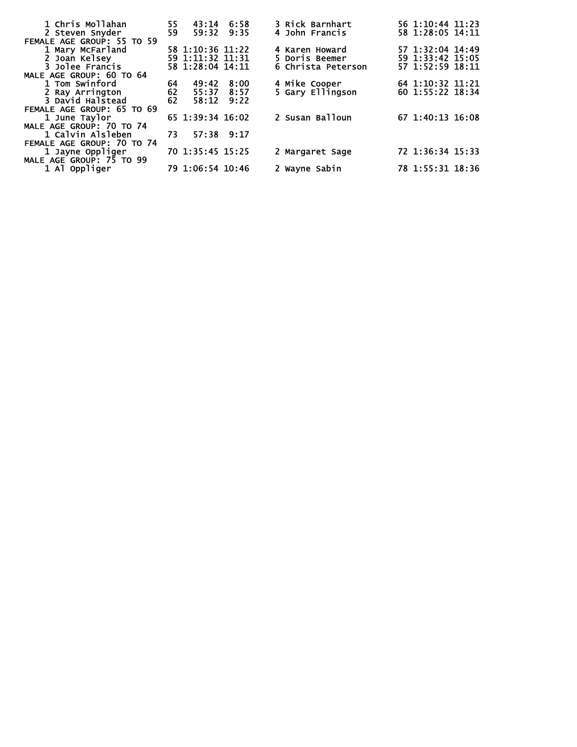```
    1 Chris Mollahan        55   43:14  6:58      3 Rick Barnhart         56 1:10:44 11:23
    2 Steven Snyder         59   59:32  9:35      4 John Francis          58 1:28:05 14:11
FEMALE AGE GROUP: 55 TO 59
    1 Mary McFarland        58 1:10:36 11:22      4 Karen Howard          57 1:32:04 14:49
    2 Joan Kelsey           59 1:11:32 11:31      5 Doris Beemer          59 1:33:42 15:05
    3 Jolee Francis         58 1:28:04 14:11      6 Christa Peterson      57 1:52:59 18:11
MALE AGE GROUP: 60 TO 64
    1 Tom Swinford          64   49:42  8:00      4 Mike Cooper           64 1:10:32 11:21
    2 Ray Arrington         62   55:37  8:57      5 Gary Ellingson        60 1:55:22 18:34
    3 David Halstead        62   58:12  9:22
FEMALE AGE GROUP: 65 TO 69
    1 June Taylor           65 1:39:34 16:02      2 Susan Balloun         67 1:40:13 16:08
MALE AGE GROUP: 70 TO 74
    1 Calvin Alsleben       73   57:38  9:17
FEMALE AGE GROUP: 70 TO 74
    1 Jayne Oppliger        70 1:35:45 15:25      2 Margaret Sage         72 1:36:34 15:33
MALE AGE GROUP: 75 TO 99
    1 Al Oppliger           79 1:06:54 10:46      2 Wayne Sabin           78 1:55:31 18:36
```